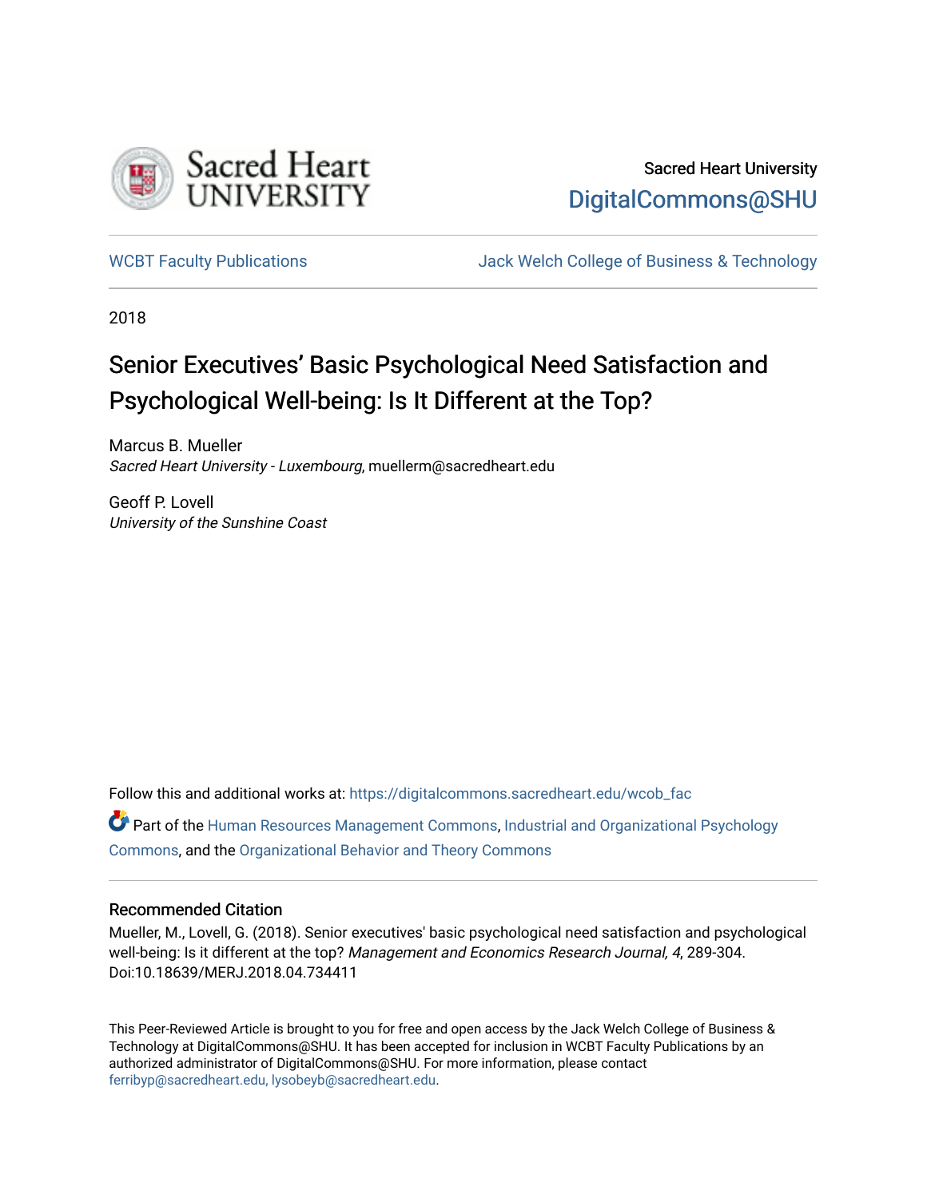Sacred Heart University

DigitalCommons@SHU

WCBT Faculty Publications

Jack Welch College of Business & Technology

2018

# Senior Executives' Basic Psychological Need Satisfaction and Psychological Well-being: Is It Different at the Top?

Marcus B. Mueller
*Sacred Heart University - Luxembourg*, muellerm@sacredheart.edu

Geoff P. Lovell
*University of the Sunshine Coast*

Follow this and additional works at: https://digitalcommons.sacredheart.edu/wcob_fac

Part of the Human Resources Management Commons, Industrial and Organizational Psychology Commons, and the Organizational Behavior and Theory Commons

## Recommended Citation

Mueller, M., Lovell, G. (2018). Senior executives' basic psychological need satisfaction and psychological well-being: Is it different at the top? *Management and Economics Research Journal, 4*, 289-304. Doi:10.18639/MERJ.2018.04.734411

This Peer-Reviewed Article is brought to you for free and open access by the Jack Welch College of Business & Technology at DigitalCommons@SHU. It has been accepted for inclusion in WCBT Faculty Publications by an authorized administrator of DigitalCommons@SHU. For more information, please contact ferribyp@sacredheart.edu, lysobeyb@sacredheart.edu.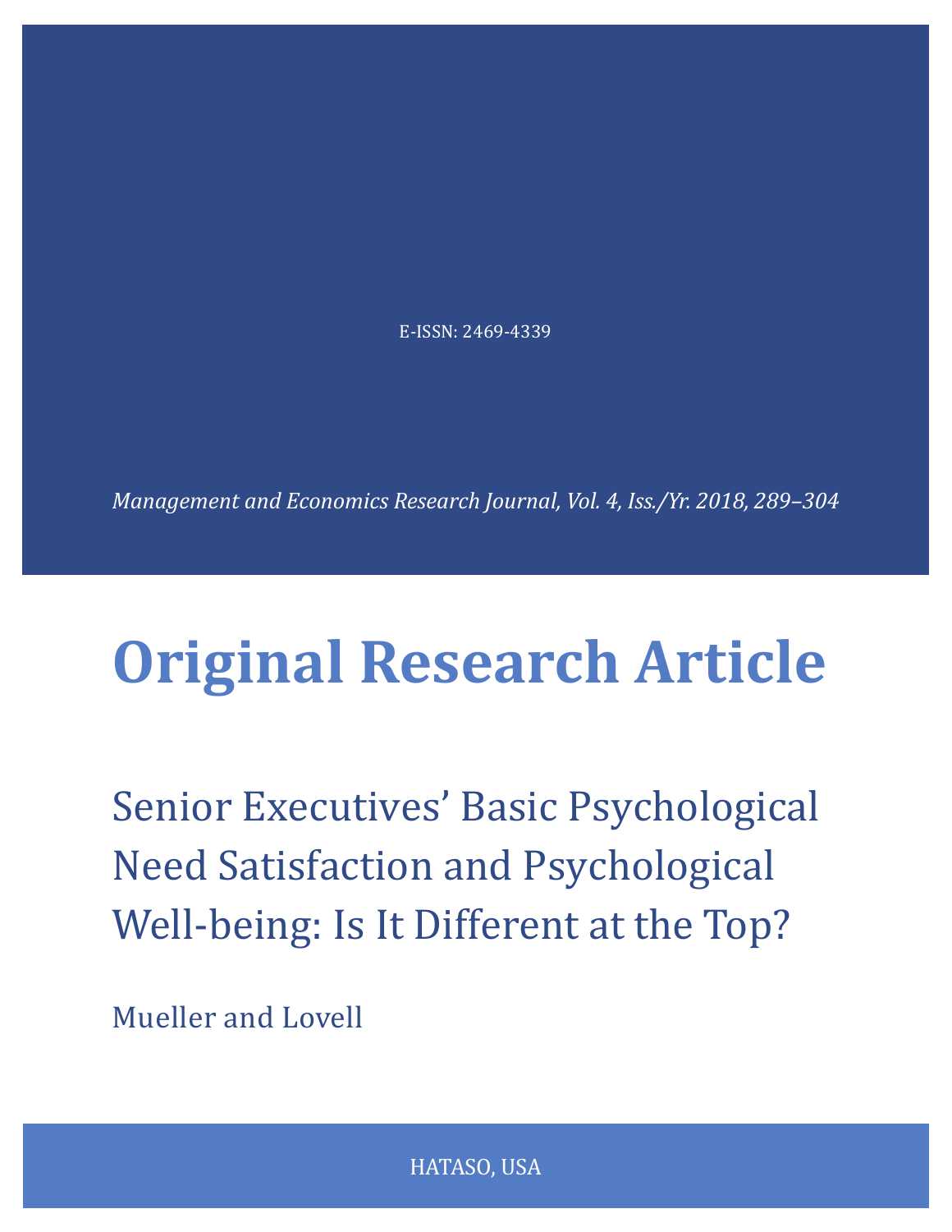E-ISSN: 2469-4339

*Management and Economics Research Journal, Vol. 4, Iss./Yr. 2018, 289–304*

# Original Research Article

## Senior Executives' Basic Psychological Need Satisfaction and Psychological Well-being: Is It Different at the Top?

Mueller and Lovell

HATASO, USA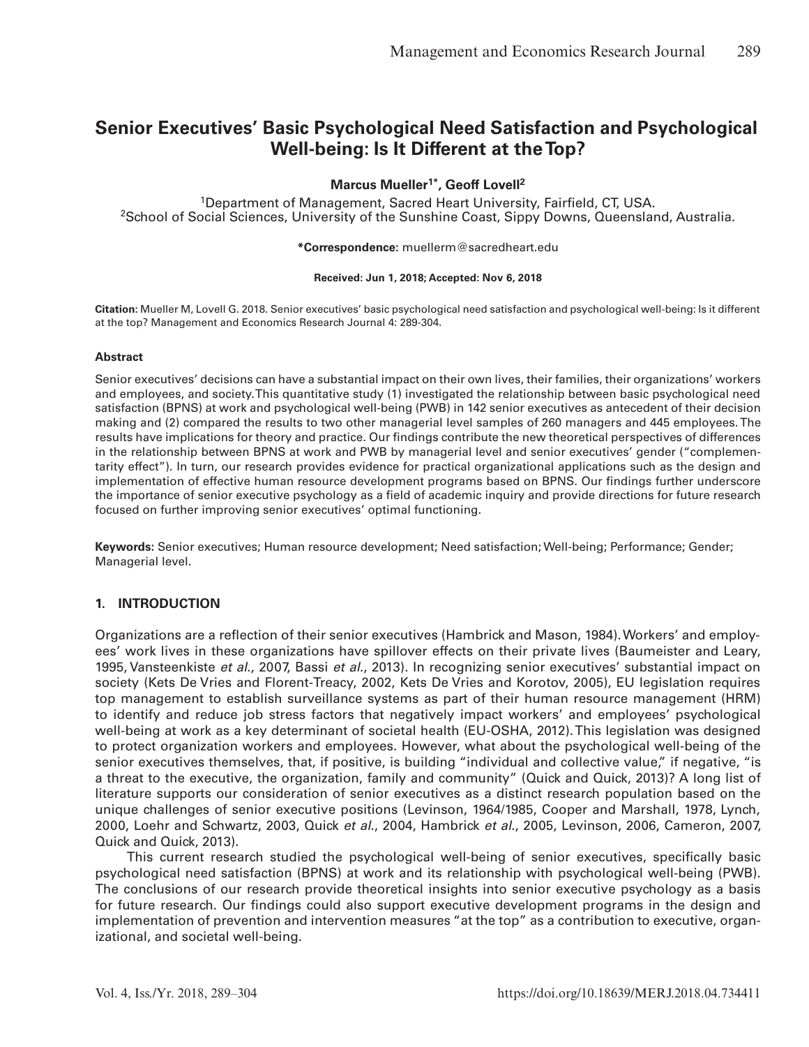# Senior Executives' Basic Psychological Need Satisfaction and Psychological Well-being: Is It Different at the Top?

**Marcus Mueller[1*], Geoff Lovell[2]**

[1]Department of Management, Sacred Heart University, Fairfield, CT, USA.
[2]School of Social Sciences, University of the Sunshine Coast, Sippy Downs, Queensland, Australia.

**\*Correspondence:** muellerm@sacredheart.edu

**Received: Jun 1, 2018; Accepted: Nov 6, 2018**

**Citation:** Mueller M, Lovell G. 2018. Senior executives' basic psychological need satisfaction and psychological well-being: Is it different at the top? Management and Economics Research Journal 4: 289-304.

### Abstract

Senior executives' decisions can have a substantial impact on their own lives, their families, their organizations' workers and employees, and society. This quantitative study (1) investigated the relationship between basic psychological need satisfaction (BPNS) at work and psychological well-being (PWB) in 142 senior executives as antecedent of their decision making and (2) compared the results to two other managerial level samples of 260 managers and 445 employees. The results have implications for theory and practice. Our findings contribute the new theoretical perspectives of differences in the relationship between BPNS at work and PWB by managerial level and senior executives' gender ("complementarity effect"). In turn, our research provides evidence for practical organizational applications such as the design and implementation of effective human resource development programs based on BPNS. Our findings further underscore the importance of senior executive psychology as a field of academic inquiry and provide directions for future research focused on further improving senior executives' optimal functioning.

**Keywords:** Senior executives; Human resource development; Need satisfaction; Well-being; Performance; Gender; Managerial level.

## 1. INTRODUCTION

Organizations are a reflection of their senior executives (Hambrick and Mason, 1984). Workers' and employees' work lives in these organizations have spillover effects on their private lives (Baumeister and Leary, 1995, Vansteenkiste *et al*., 2007, Bassi *et al*., 2013). In recognizing senior executives' substantial impact on society (Kets De Vries and Florent-Treacy, 2002, Kets De Vries and Korotov, 2005), EU legislation requires top management to establish surveillance systems as part of their human resource management (HRM) to identify and reduce job stress factors that negatively impact workers' and employees' psychological well-being at work as a key determinant of societal health (EU-OSHA, 2012). This legislation was designed to protect organization workers and employees. However, what about the psychological well-being of the senior executives themselves, that, if positive, is building "individual and collective value," if negative, "is a threat to the executive, the organization, family and community" (Quick and Quick, 2013)? A long list of literature supports our consideration of senior executives as a distinct research population based on the unique challenges of senior executive positions (Levinson, 1964/1985, Cooper and Marshall, 1978, Lynch, 2000, Loehr and Schwartz, 2003, Quick *et al*., 2004, Hambrick *et al*., 2005, Levinson, 2006, Cameron, 2007, Quick and Quick, 2013).

This current research studied the psychological well-being of senior executives, specifically basic psychological need satisfaction (BPNS) at work and its relationship with psychological well-being (PWB). The conclusions of our research provide theoretical insights into senior executive psychology as a basis for future research. Our findings could also support executive development programs in the design and implementation of prevention and intervention measures "at the top" as a contribution to executive, organizational, and societal well-being.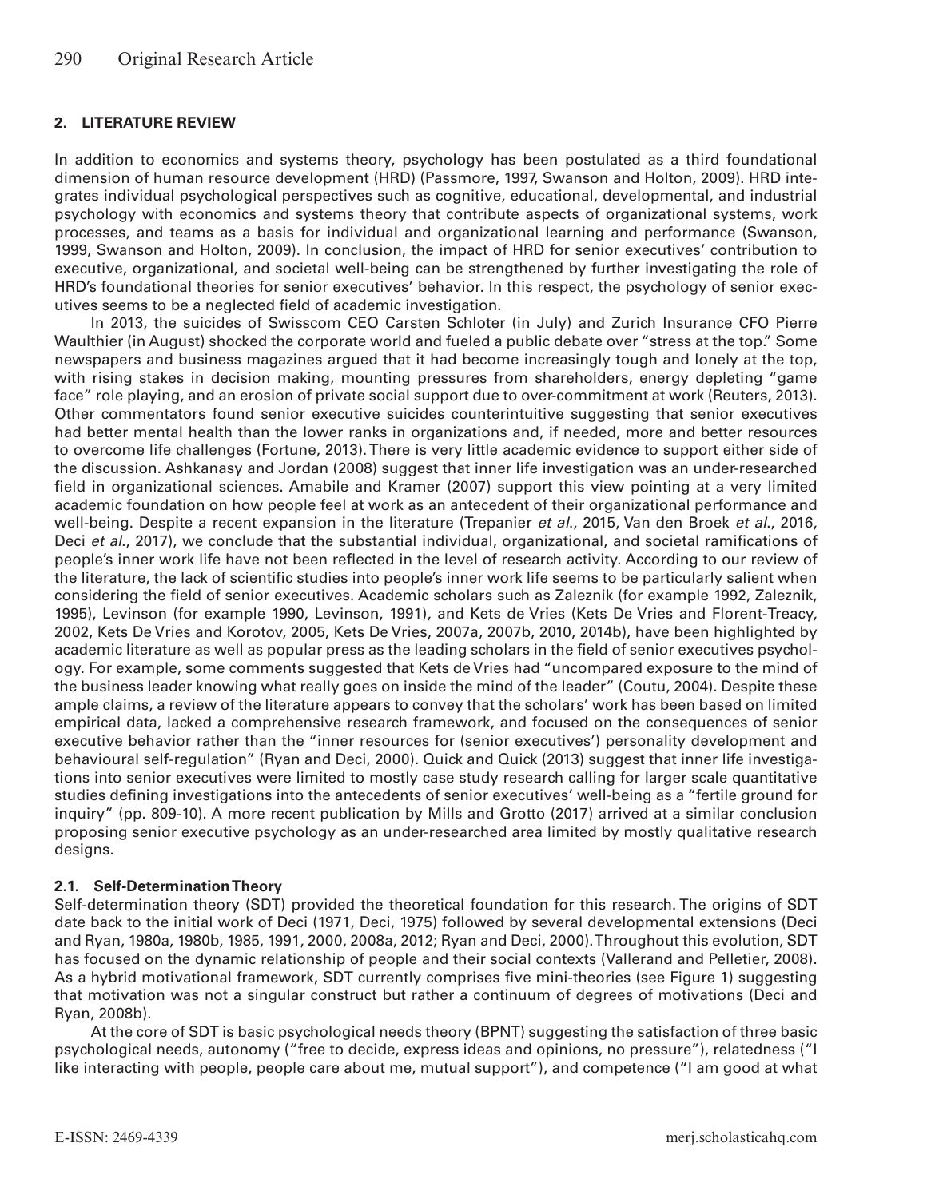## 2. LITERATURE REVIEW

In addition to economics and systems theory, psychology has been postulated as a third foundational dimension of human resource development (HRD) (Passmore, 1997, Swanson and Holton, 2009). HRD integrates individual psychological perspectives such as cognitive, educational, developmental, and industrial psychology with economics and systems theory that contribute aspects of organizational systems, work processes, and teams as a basis for individual and organizational learning and performance (Swanson, 1999, Swanson and Holton, 2009). In conclusion, the impact of HRD for senior executives' contribution to executive, organizational, and societal well-being can be strengthened by further investigating the role of HRD's foundational theories for senior executives' behavior. In this respect, the psychology of senior executives seems to be a neglected field of academic investigation.

In 2013, the suicides of Swisscom CEO Carsten Schloter (in July) and Zurich Insurance CFO Pierre Waulthier (in August) shocked the corporate world and fueled a public debate over "stress at the top." Some newspapers and business magazines argued that it had become increasingly tough and lonely at the top, with rising stakes in decision making, mounting pressures from shareholders, energy depleting "game face" role playing, and an erosion of private social support due to over-commitment at work (Reuters, 2013). Other commentators found senior executive suicides counterintuitive suggesting that senior executives had better mental health than the lower ranks in organizations and, if needed, more and better resources to overcome life challenges (Fortune, 2013). There is very little academic evidence to support either side of the discussion. Ashkanasy and Jordan (2008) suggest that inner life investigation was an under-researched field in organizational sciences. Amabile and Kramer (2007) support this view pointing at a very limited academic foundation on how people feel at work as an antecedent of their organizational performance and well-being. Despite a recent expansion in the literature (Trepanier *et al.*, 2015, Van den Broek *et al.*, 2016, Deci *et al.*, 2017), we conclude that the substantial individual, organizational, and societal ramifications of people's inner work life have not been reflected in the level of research activity. According to our review of the literature, the lack of scientific studies into people's inner work life seems to be particularly salient when considering the field of senior executives. Academic scholars such as Zaleznik (for example 1992, Zaleznik, 1995), Levinson (for example 1990, Levinson, 1991), and Kets de Vries (Kets De Vries and Florent-Treacy, 2002, Kets De Vries and Korotov, 2005, Kets De Vries, 2007a, 2007b, 2010, 2014b), have been highlighted by academic literature as well as popular press as the leading scholars in the field of senior executives psychology. For example, some comments suggested that Kets de Vries had "uncompared exposure to the mind of the business leader knowing what really goes on inside the mind of the leader" (Coutu, 2004). Despite these ample claims, a review of the literature appears to convey that the scholars' work has been based on limited empirical data, lacked a comprehensive research framework, and focused on the consequences of senior executive behavior rather than the "inner resources for (senior executives') personality development and behavioural self-regulation" (Ryan and Deci, 2000). Quick and Quick (2013) suggest that inner life investigations into senior executives were limited to mostly case study research calling for larger scale quantitative studies defining investigations into the antecedents of senior executives' well-being as a "fertile ground for inquiry" (pp. 809-10). A more recent publication by Mills and Grotto (2017) arrived at a similar conclusion proposing senior executive psychology as an under-researched area limited by mostly qualitative research designs.

### 2.1. Self-Determination Theory

Self-determination theory (SDT) provided the theoretical foundation for this research. The origins of SDT date back to the initial work of Deci (1971, Deci, 1975) followed by several developmental extensions (Deci and Ryan, 1980a, 1980b, 1985, 1991, 2000, 2008a, 2012; Ryan and Deci, 2000). Throughout this evolution, SDT has focused on the dynamic relationship of people and their social contexts (Vallerand and Pelletier, 2008). As a hybrid motivational framework, SDT currently comprises five mini-theories (see Figure 1) suggesting that motivation was not a singular construct but rather a continuum of degrees of motivations (Deci and Ryan, 2008b).

At the core of SDT is basic psychological needs theory (BPNT) suggesting the satisfaction of three basic psychological needs, autonomy ("free to decide, express ideas and opinions, no pressure"), relatedness ("I like interacting with people, people care about me, mutual support"), and competence ("I am good at what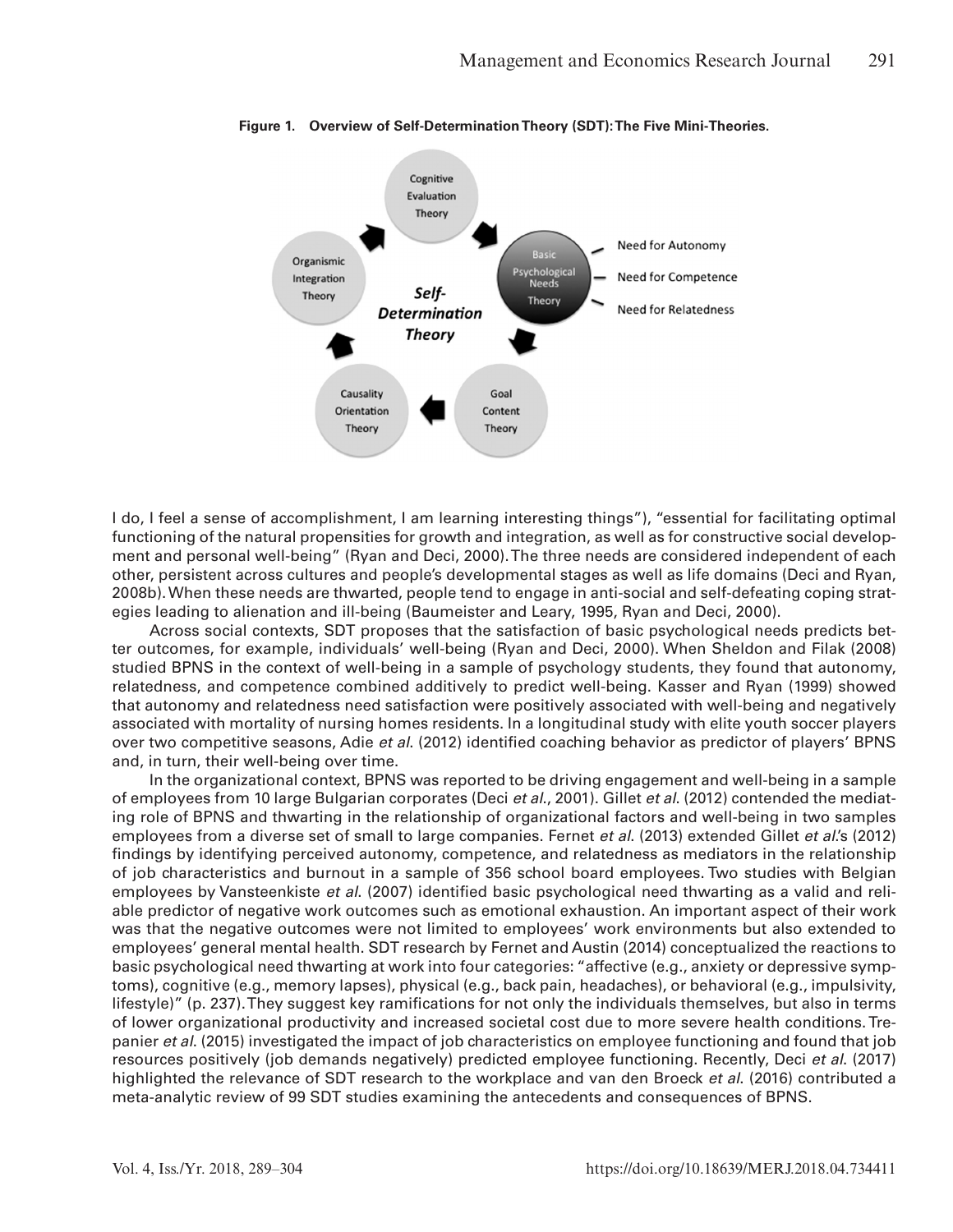**Figure 1. Overview of Self-Determination Theory (SDT): The Five Mini-Theories.**

I do, I feel a sense of accomplishment, I am learning interesting things"), "essential for facilitating optimal functioning of the natural propensities for growth and integration, as well as for constructive social development and personal well-being" (Ryan and Deci, 2000). The three needs are considered independent of each other, persistent across cultures and people's developmental stages as well as life domains (Deci and Ryan, 2008b). When these needs are thwarted, people tend to engage in anti-social and self-defeating coping strategies leading to alienation and ill-being (Baumeister and Leary, 1995, Ryan and Deci, 2000).

Across social contexts, SDT proposes that the satisfaction of basic psychological needs predicts better outcomes, for example, individuals' well-being (Ryan and Deci, 2000). When Sheldon and Filak (2008) studied BPNS in the context of well-being in a sample of psychology students, they found that autonomy, relatedness, and competence combined additively to predict well-being. Kasser and Ryan (1999) showed that autonomy and relatedness need satisfaction were positively associated with well-being and negatively associated with mortality of nursing homes residents. In a longitudinal study with elite youth soccer players over two competitive seasons, Adie *et al.* (2012) identified coaching behavior as predictor of players' BPNS and, in turn, their well-being over time.

In the organizational context, BPNS was reported to be driving engagement and well-being in a sample of employees from 10 large Bulgarian corporates (Deci *et al.*, 2001). Gillet *et al.* (2012) contended the mediating role of BPNS and thwarting in the relationship of organizational factors and well-being in two samples employees from a diverse set of small to large companies. Fernet *et al.* (2013) extended Gillet *et al.*'s (2012) findings by identifying perceived autonomy, competence, and relatedness as mediators in the relationship of job characteristics and burnout in a sample of 356 school board employees. Two studies with Belgian employees by Vansteenkiste *et al.* (2007) identified basic psychological need thwarting as a valid and reliable predictor of negative work outcomes such as emotional exhaustion. An important aspect of their work was that the negative outcomes were not limited to employees' work environments but also extended to employees' general mental health. SDT research by Fernet and Austin (2014) conceptualized the reactions to basic psychological need thwarting at work into four categories: "affective (e.g., anxiety or depressive symptoms), cognitive (e.g., memory lapses), physical (e.g., back pain, headaches), or behavioral (e.g., impulsivity, lifestyle)" (p. 237). They suggest key ramifications for not only the individuals themselves, but also in terms of lower organizational productivity and increased societal cost due to more severe health conditions. Trepanier *et al.* (2015) investigated the impact of job characteristics on employee functioning and found that job resources positively (job demands negatively) predicted employee functioning. Recently, Deci *et al.* (2017) highlighted the relevance of SDT research to the workplace and van den Broeck *et al.* (2016) contributed a meta-analytic review of 99 SDT studies examining the antecedents and consequences of BPNS.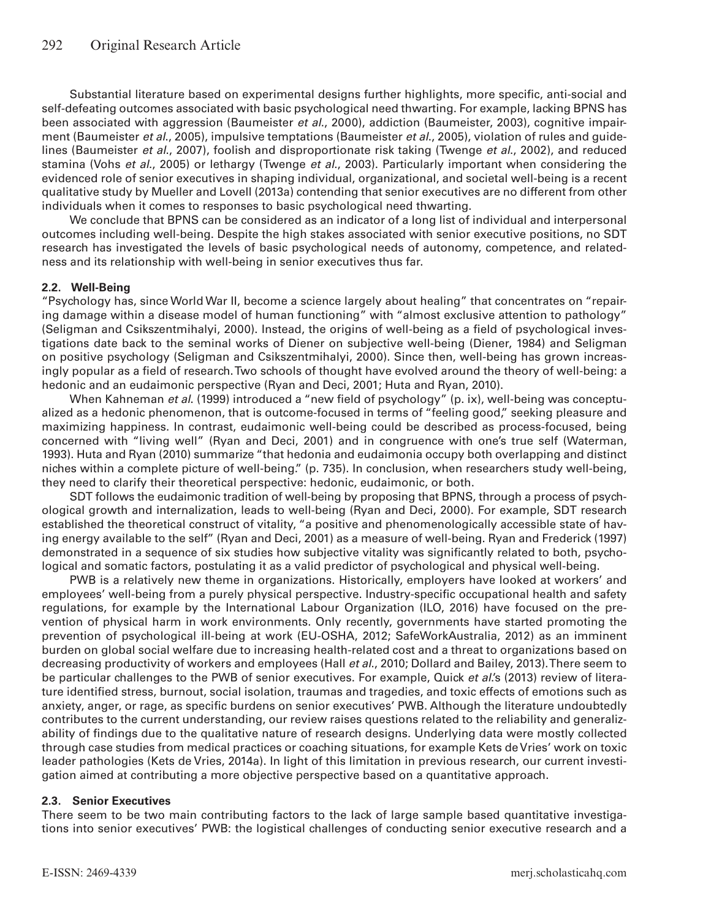Substantial literature based on experimental designs further highlights, more specific, anti-social and self-defeating outcomes associated with basic psychological need thwarting. For example, lacking BPNS has been associated with aggression (Baumeister *et al.*, 2000), addiction (Baumeister, 2003), cognitive impairment (Baumeister *et al.*, 2005), impulsive temptations (Baumeister *et al.*, 2005), violation of rules and guidelines (Baumeister *et al.*, 2007), foolish and disproportionate risk taking (Twenge *et al.*, 2002), and reduced stamina (Vohs *et al.*, 2005) or lethargy (Twenge *et al.*, 2003). Particularly important when considering the evidenced role of senior executives in shaping individual, organizational, and societal well-being is a recent qualitative study by Mueller and Lovell (2013a) contending that senior executives are no different from other individuals when it comes to responses to basic psychological need thwarting.

We conclude that BPNS can be considered as an indicator of a long list of individual and interpersonal outcomes including well-being. Despite the high stakes associated with senior executive positions, no SDT research has investigated the levels of basic psychological needs of autonomy, competence, and relatedness and its relationship with well-being in senior executives thus far.

### 2.2. Well-Being

"Psychology has, since World War II, become a science largely about healing" that concentrates on "repairing damage within a disease model of human functioning" with "almost exclusive attention to pathology" (Seligman and Csikszentmihalyi, 2000). Instead, the origins of well-being as a field of psychological investigations date back to the seminal works of Diener on subjective well-being (Diener, 1984) and Seligman on positive psychology (Seligman and Csikszentmihalyi, 2000). Since then, well-being has grown increasingly popular as a field of research. Two schools of thought have evolved around the theory of well-being: a hedonic and an eudaimonic perspective (Ryan and Deci, 2001; Huta and Ryan, 2010).

When Kahneman *et al.* (1999) introduced a "new field of psychology" (p. ix), well-being was conceptualized as a hedonic phenomenon, that is outcome-focused in terms of "feeling good," seeking pleasure and maximizing happiness. In contrast, eudaimonic well-being could be described as process-focused, being concerned with "living well" (Ryan and Deci, 2001) and in congruence with one's true self (Waterman, 1993). Huta and Ryan (2010) summarize "that hedonia and eudaimonia occupy both overlapping and distinct niches within a complete picture of well-being." (p. 735). In conclusion, when researchers study well-being, they need to clarify their theoretical perspective: hedonic, eudaimonic, or both.

SDT follows the eudaimonic tradition of well-being by proposing that BPNS, through a process of psychological growth and internalization, leads to well-being (Ryan and Deci, 2000). For example, SDT research established the theoretical construct of vitality, "a positive and phenomenologically accessible state of having energy available to the self" (Ryan and Deci, 2001) as a measure of well-being. Ryan and Frederick (1997) demonstrated in a sequence of six studies how subjective vitality was significantly related to both, psychological and somatic factors, postulating it as a valid predictor of psychological and physical well-being.

PWB is a relatively new theme in organizations. Historically, employers have looked at workers' and employees' well-being from a purely physical perspective. Industry-specific occupational health and safety regulations, for example by the International Labour Organization (ILO, 2016) have focused on the prevention of physical harm in work environments. Only recently, governments have started promoting the prevention of psychological ill-being at work (EU-OSHA, 2012; SafeWorkAustralia, 2012) as an imminent burden on global social welfare due to increasing health-related cost and a threat to organizations based on decreasing productivity of workers and employees (Hall *et al.*, 2010; Dollard and Bailey, 2013). There seem to be particular challenges to the PWB of senior executives. For example, Quick *et al.*'s (2013) review of literature identified stress, burnout, social isolation, traumas and tragedies, and toxic effects of emotions such as anxiety, anger, or rage, as specific burdens on senior executives' PWB. Although the literature undoubtedly contributes to the current understanding, our review raises questions related to the reliability and generalizability of findings due to the qualitative nature of research designs. Underlying data were mostly collected through case studies from medical practices or coaching situations, for example Kets de Vries' work on toxic leader pathologies (Kets de Vries, 2014a). In light of this limitation in previous research, our current investigation aimed at contributing a more objective perspective based on a quantitative approach.

### 2.3. Senior Executives

There seem to be two main contributing factors to the lack of large sample based quantitative investigations into senior executives' PWB: the logistical challenges of conducting senior executive research and a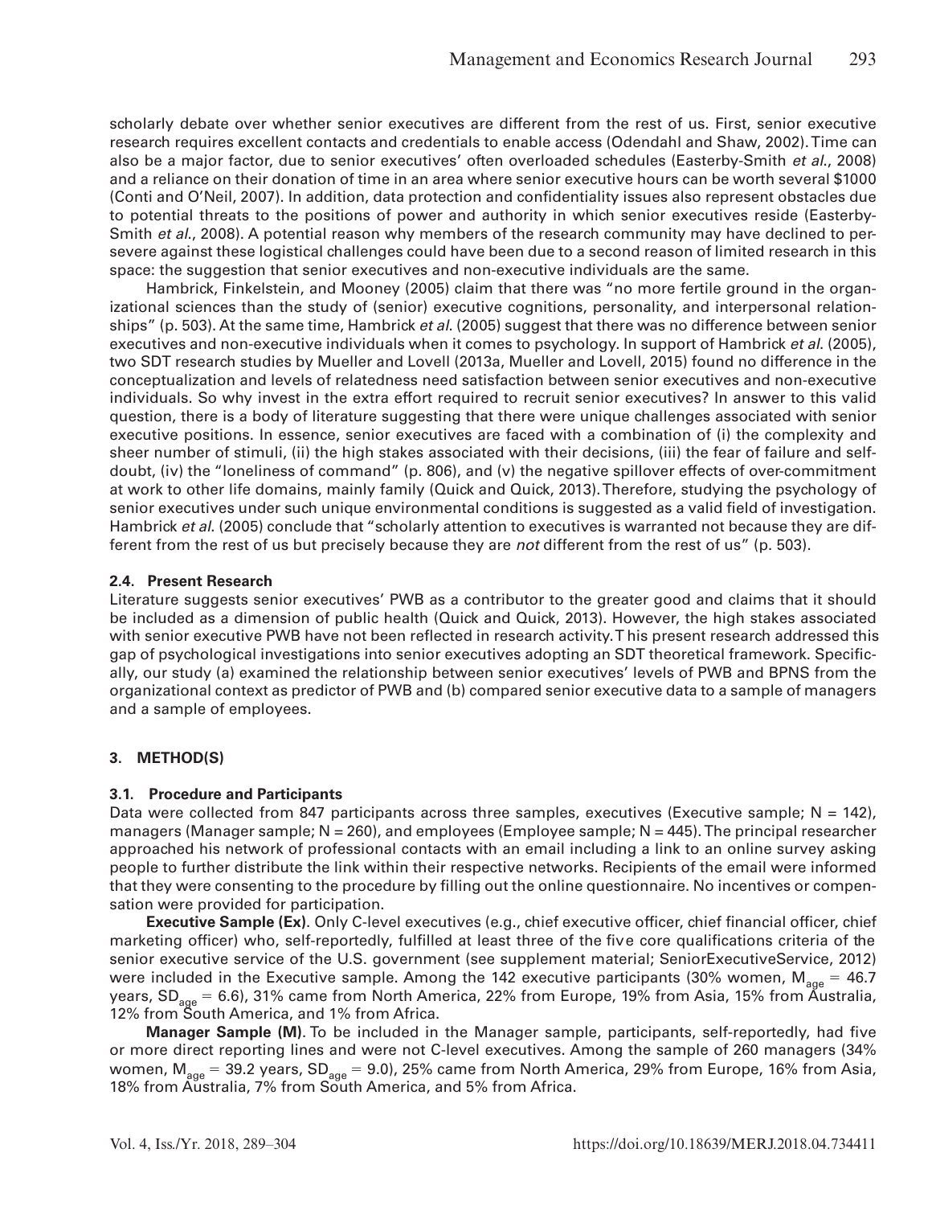scholarly debate over whether senior executives are different from the rest of us. First, senior executive research requires excellent contacts and credentials to enable access (Odendahl and Shaw, 2002). Time can also be a major factor, due to senior executives' often overloaded schedules (Easterby-Smith *et al*., 2008) and a reliance on their donation of time in an area where senior executive hours can be worth several $1000 (Conti and O'Neil, 2007). In addition, data protection and confidentiality issues also represent obstacles due to potential threats to the positions of power and authority in which senior executives reside (Easterby-Smith *et al*., 2008). A potential reason why members of the research community may have declined to persevere against these logistical challenges could have been due to a second reason of limited research in this space: the suggestion that senior executives and non-executive individuals are the same.

Hambrick, Finkelstein, and Mooney (2005) claim that there was "no more fertile ground in the organizational sciences than the study of (senior) executive cognitions, personality, and interpersonal relationships" (p. 503). At the same time, Hambrick *et al*. (2005) suggest that there was no difference between senior executives and non-executive individuals when it comes to psychology. In support of Hambrick *et al*. (2005), two SDT research studies by Mueller and Lovell (2013a, Mueller and Lovell, 2015) found no difference in the conceptualization and levels of relatedness need satisfaction between senior executives and non-executive individuals. So why invest in the extra effort required to recruit senior executives? In answer to this valid question, there is a body of literature suggesting that there were unique challenges associated with senior executive positions. In essence, senior executives are faced with a combination of (i) the complexity and sheer number of stimuli, (ii) the high stakes associated with their decisions, (iii) the fear of failure and self-doubt, (iv) the "loneliness of command" (p. 806), and (v) the negative spillover effects of over-commitment at work to other life domains, mainly family (Quick and Quick, 2013). Therefore, studying the psychology of senior executives under such unique environmental conditions is suggested as a valid field of investigation. Hambrick *et al*. (2005) conclude that "scholarly attention to executives is warranted not because they are different from the rest of us but precisely because they are *not* different from the rest of us" (p. 503).

### 2.4. Present Research

Literature suggests senior executives' PWB as a contributor to the greater good and claims that it should be included as a dimension of public health (Quick and Quick, 2013). However, the high stakes associated with senior executive PWB have not been reflected in research activity. T his present research addressed this gap of psychological investigations into senior executives adopting an SDT theoretical framework. Specifically, our study (a) examined the relationship between senior executives' levels of PWB and BPNS from the organizational context as predictor of PWB and (b) compared senior executive data to a sample of managers and a sample of employees.

## 3. METHOD(S)

### 3.1. Procedure and Participants

Data were collected from 847 participants across three samples, executives (Executive sample; N = 142), managers (Manager sample; N = 260), and employees (Employee sample; N = 445). The principal researcher approached his network of professional contacts with an email including a link to an online survey asking people to further distribute the link within their respective networks. Recipients of the email were informed that they were consenting to the procedure by filling out the online questionnaire. No incentives or compensation were provided for participation.

**Executive Sample (Ex)**. Only C-level executives (e.g., chief executive officer, chief financial officer, chief marketing officer) who, self-reportedly, fulfilled at least three of the five core qualifications criteria of the senior executive service of the U.S. government (see supplement material; SeniorExecutiveService, 2012) were included in the Executive sample. Among the 142 executive participants (30% women, $M_{age}$ = 46.7 years, $SD_{age}$ = 6.6), 31% came from North America, 22% from Europe, 19% from Asia, 15% from Australia, 12% from South America, and 1% from Africa.

**Manager Sample (M)**. To be included in the Manager sample, participants, self-reportedly, had five or more direct reporting lines and were not C-level executives. Among the sample of 260 managers (34% women, $M_{age}$ = 39.2 years, $SD_{age}$ = 9.0), 25% came from North America, 29% from Europe, 16% from Asia, 18% from Australia, 7% from South America, and 5% from Africa.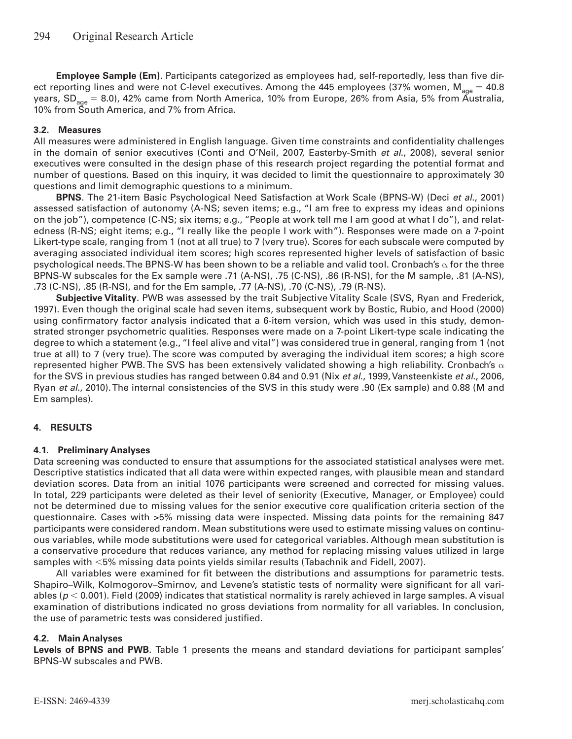**Employee Sample (Em)**. Participants categorized as employees had, self-reportedly, less than five direct reporting lines and were not C-level executives. Among the 445 employees (37% women, $M_{age} = 40.8$ years, $SD_{age} = 8.0$), 42% came from North America, 10% from Europe, 26% from Asia, 5% from Australia, 10% from South America, and 7% from Africa.

### 3.2. Measures

All measures were administered in English language. Given time constraints and confidentiality challenges in the domain of senior executives (Conti and O'Neil, 2007, Easterby-Smith *et al.*, 2008), several senior executives were consulted in the design phase of this research project regarding the potential format and number of questions. Based on this inquiry, it was decided to limit the questionnaire to approximately 30 questions and limit demographic questions to a minimum.

**BPNS**. The 21-item Basic Psychological Need Satisfaction at Work Scale (BPNS-W) (Deci *et al.*, 2001) assessed satisfaction of autonomy (A-NS; seven items; e.g., "I am free to express my ideas and opinions on the job"), competence (C-NS; six items; e.g., "People at work tell me I am good at what I do"), and relatedness (R-NS; eight items; e.g., "I really like the people I work with"). Responses were made on a 7-point Likert-type scale, ranging from 1 (not at all true) to 7 (very true). Scores for each subscale were computed by averaging associated individual item scores; high scores represented higher levels of satisfaction of basic psychological needs. The BPNS-W has been shown to be a reliable and valid tool. Cronbach's $\alpha$ for the three BPNS-W subscales for the Ex sample were .71 (A-NS), .75 (C-NS), .86 (R-NS), for the M sample, .81 (A-NS), .73 (C-NS), .85 (R-NS), and for the Em sample, .77 (A-NS), .70 (C-NS), .79 (R-NS).

**Subjective Vitality**. PWB was assessed by the trait Subjective Vitality Scale (SVS, Ryan and Frederick, 1997). Even though the original scale had seven items, subsequent work by Bostic, Rubio, and Hood (2000) using confirmatory factor analysis indicated that a 6-item version, which was used in this study, demonstrated stronger psychometric qualities. Responses were made on a 7-point Likert-type scale indicating the degree to which a statement (e.g., "I feel alive and vital") was considered true in general, ranging from 1 (not true at all) to 7 (very true). The score was computed by averaging the individual item scores; a high score represented higher PWB. The SVS has been extensively validated showing a high reliability. Cronbach's $\alpha$ for the SVS in previous studies has ranged between 0.84 and 0.91 (Nix *et al.*, 1999, Vansteenkiste *et al.*, 2006, Ryan *et al.*, 2010). The internal consistencies of the SVS in this study were .90 (Ex sample) and 0.88 (M and Em samples).

## 4. RESULTS

### 4.1. Preliminary Analyses

Data screening was conducted to ensure that assumptions for the associated statistical analyses were met. Descriptive statistics indicated that all data were within expected ranges, with plausible mean and standard deviation scores. Data from an initial 1076 participants were screened and corrected for missing values. In total, 229 participants were deleted as their level of seniority (Executive, Manager, or Employee) could not be determined due to missing values for the senior executive core qualification criteria section of the questionnaire. Cases with >5% missing data were inspected. Missing data points for the remaining 847 participants were considered random. Mean substitutions were used to estimate missing values on continuous variables, while mode substitutions were used for categorical variables. Although mean substitution is a conservative procedure that reduces variance, any method for replacing missing values utilized in large samples with <5% missing data points yields similar results (Tabachnik and Fidell, 2007).

All variables were examined for fit between the distributions and assumptions for parametric tests. Shapiro–Wilk, Kolmogorov–Smirnov, and Levene's statistic tests of normality were significant for all variables ($p < 0.001$). Field (2009) indicates that statistical normality is rarely achieved in large samples. A visual examination of distributions indicated no gross deviations from normality for all variables. In conclusion, the use of parametric tests was considered justified.

### 4.2. Main Analyses

**Levels of BPNS and PWB**. Table 1 presents the means and standard deviations for participant samples' BPNS-W subscales and PWB.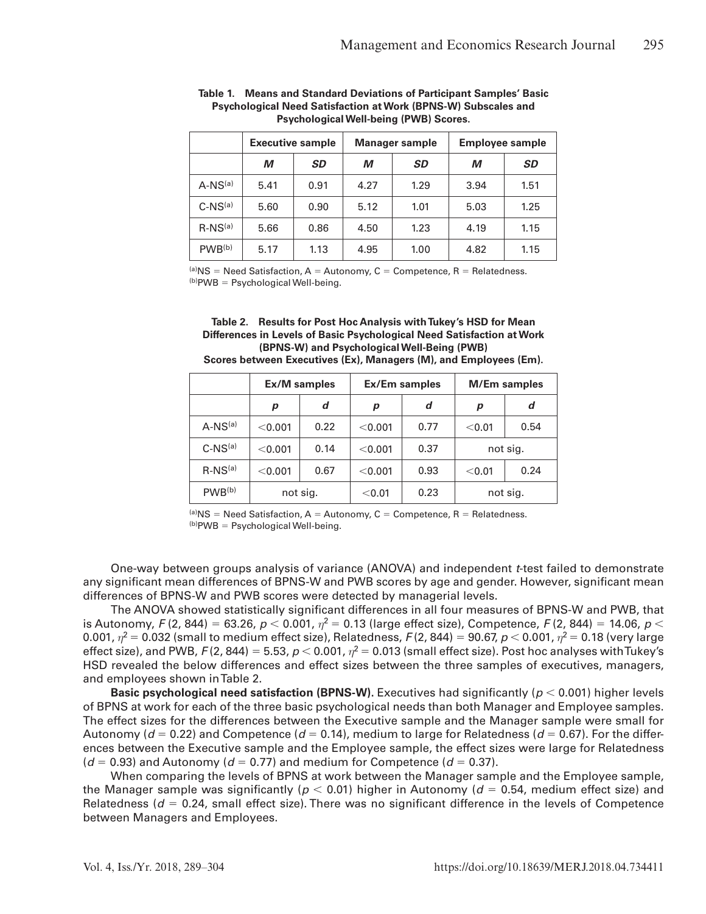**Table 1. Means and Standard Deviations of Participant Samples' Basic Psychological Need Satisfaction at Work (BPNS-W) Subscales and Psychological Well-being (PWB) Scores.**

| | Executive sample | | Manager sample | | Employee sample | |
|---|---|---|---|---|---|---|
| | *M* | *SD* | *M* | *SD* | *M* | *SD* |
| A-NS[(a)] | 5.41 | 0.91 | 4.27 | 1.29 | 3.94 | 1.51 |
| C-NS[(a)] | 5.60 | 0.90 | 5.12 | 1.01 | 5.03 | 1.25 |
| R-NS[(a)] | 5.66 | 0.86 | 4.50 | 1.23 | 4.19 | 1.15 |
| PWB[(b)] | 5.17 | 1.13 | 4.95 | 1.00 | 4.82 | 1.15 |

[(a)]NS = Need Satisfaction, A = Autonomy, C = Competence, R = Relatedness.
[(b)]PWB = Psychological Well-being.

**Table 2. Results for Post Hoc Analysis with Tukey's HSD for Mean Differences in Levels of Basic Psychological Need Satisfaction at Work (BPNS-W) and Psychological Well-Being (PWB) Scores between Executives (Ex), Managers (M), and Employees (Em).**

| | Ex/M samples | | Ex/Em samples | | M/Em samples | |
|---|---|---|---|---|---|---|
| | *p* | *d* | *p* | *d* | *p* | *d* |
| A-NS[(a)] | $<0.001$ | 0.22 | $<0.001$ | 0.77 | $<0.01$ | 0.54 |
| C-NS[(a)] | $<0.001$ | 0.14 | $<0.001$ | 0.37 | not sig. | |
| R-NS[(a)] | $<0.001$ | 0.67 | $<0.001$ | 0.93 | $<0.01$ | 0.24 |
| PWB[(b)] | not sig. | | $<0.01$ | 0.23 | not sig. | |

[(a)]NS = Need Satisfaction, A = Autonomy, C = Competence, R = Relatedness.
[(b)]PWB = Psychological Well-being.

One-way between groups analysis of variance (ANOVA) and independent *t*-test failed to demonstrate any significant mean differences of BPNS-W and PWB scores by age and gender. However, significant mean differences of BPNS-W and PWB scores were detected by managerial levels.

The ANOVA showed statistically significant differences in all four measures of BPNS-W and PWB, that is Autonomy, $F(2, 844) = 63.26$, $p < 0.001$, $\eta^2 = 0.13$ (large effect size), Competence, $F(2, 844) = 14.06$, $p < 0.001$, $\eta^2 = 0.032$ (small to medium effect size), Relatedness, $F(2, 844) = 90.67$, $p < 0.001$, $\eta^2 = 0.18$ (very large effect size), and PWB, $F(2, 844) = 5.53$, $p < 0.001$, $\eta^2 = 0.013$ (small effect size). Post hoc analyses with Tukey's HSD revealed the below differences and effect sizes between the three samples of executives, managers, and employees shown in Table 2.

**Basic psychological need satisfaction (BPNS-W).** Executives had significantly ($p < 0.001$) higher levels of BPNS at work for each of the three basic psychological needs than both Manager and Employee samples. The effect sizes for the differences between the Executive sample and the Manager sample were small for Autonomy ($d = 0.22$) and Competence ($d = 0.14$), medium to large for Relatedness ($d = 0.67$). For the differences between the Executive sample and the Employee sample, the effect sizes were large for Relatedness ($d = 0.93$) and Autonomy ($d = 0.77$) and medium for Competence ($d = 0.37$).

When comparing the levels of BPNS at work between the Manager sample and the Employee sample, the Manager sample was significantly ($p < 0.01$) higher in Autonomy ($d = 0.54$, medium effect size) and Relatedness ($d = 0.24$, small effect size). There was no significant difference in the levels of Competence between Managers and Employees.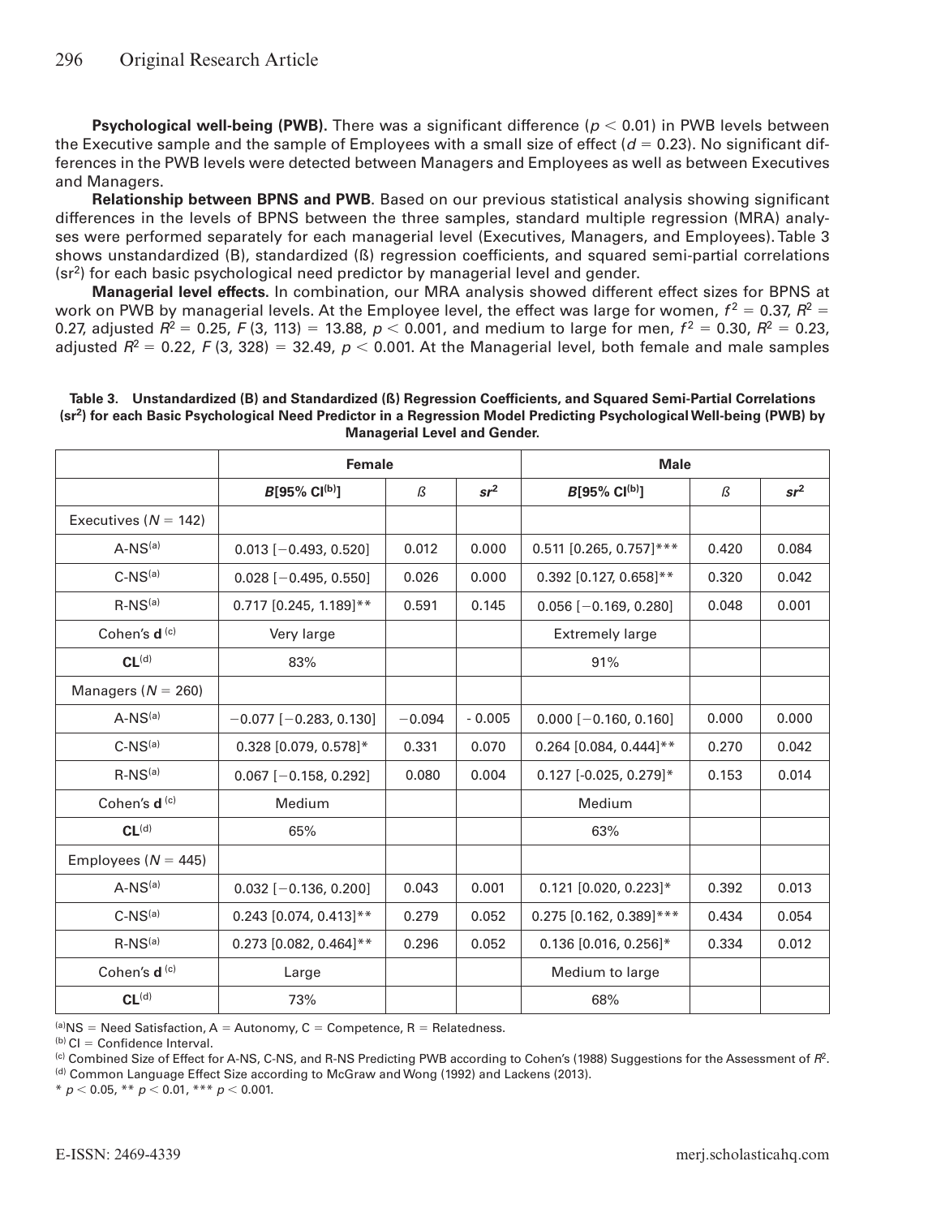**Psychological well-being (PWB).** There was a significant difference ($p < 0.01$) in PWB levels between the Executive sample and the sample of Employees with a small size of effect ($d = 0.23$). No significant differences in the PWB levels were detected between Managers and Employees as well as between Executives and Managers.

**Relationship between BPNS and PWB**. Based on our previous statistical analysis showing significant differences in the levels of BPNS between the three samples, standard multiple regression (MRA) analyses were performed separately for each managerial level (Executives, Managers, and Employees). Table 3 shows unstandardized (B), standardized (ß) regression coefficients, and squared semi-partial correlations ($sr^2$) for each basic psychological need predictor by managerial level and gender.

**Managerial level effects.** In combination, our MRA analysis showed different effect sizes for BPNS at work on PWB by managerial levels. At the Employee level, the effect was large for women, $f^2 = 0.37$, $R^2 = 0.27$, adjusted $R^2 = 0.25$, $F$ (3, 113) = 13.88, $p < 0.001$, and medium to large for men, $f^2 = 0.30$, $R^2 = 0.23$, adjusted $R^2 = 0.22$, $F$ (3, 328) = 32.49, $p < 0.001$. At the Managerial level, both female and male samples

**Table 3. Unstandardized (B) and Standardized (ß) Regression Coefficients, and Squared Semi-Partial Correlations ($sr^2$) for each Basic Psychological Need Predictor in a Regression Model Predicting Psychological Well-being (PWB) by Managerial Level and Gender.**

| | Female | | | Male | | |
|---|---|---|---|---|---|---|
| | *B*[95% CI[(b)]] | *ß* | $sr^2$ | *B*[95% CI[(b)]] | *ß* | $sr^2$ |
| Executives ($N = 142$) | | | | | | |
| A-NS[(a)] | 0.013 [−0.493, 0.520] | 0.012 | 0.000 | 0.511 [0.265, 0.757]*** | 0.420 | 0.084 |
| C-NS[(a)] | 0.028 [−0.495, 0.550] | 0.026 | 0.000 | 0.392 [0.127, 0.658]** | 0.320 | 0.042 |
| R-NS[(a)] | 0.717 [0.245, 1.189]** | 0.591 | 0.145 | 0.056 [−0.169, 0.280] | 0.048 | 0.001 |
| Cohen's **d** [(c)] | Very large | | | Extremely large | | |
| **CL**[(d)] | 83% | | | 91% | | |
| Managers ($N = 260$) | | | | | | |
| A-NS[(a)] | −0.077 [−0.283, 0.130] | −0.094 | - 0.005 | 0.000 [−0.160, 0.160] | 0.000 | 0.000 |
| C-NS[(a)] | 0.328 [0.079, 0.578]* | 0.331 | 0.070 | 0.264 [0.084, 0.444]** | 0.270 | 0.042 |
| R-NS[(a)] | 0.067 [−0.158, 0.292] | 0.080 | 0.004 | 0.127 [-0.025, 0.279]* | 0.153 | 0.014 |
| Cohen's **d** [(c)] | Medium | | | Medium | | |
| **CL**[(d)] | 65% | | | 63% | | |
| Employees ($N = 445$) | | | | | | |
| A-NS[(a)] | 0.032 [−0.136, 0.200] | 0.043 | 0.001 | 0.121 [0.020, 0.223]* | 0.392 | 0.013 |
| C-NS[(a)] | 0.243 [0.074, 0.413]** | 0.279 | 0.052 | 0.275 [0.162, 0.389]*** | 0.434 | 0.054 |
| R-NS[(a)] | 0.273 [0.082, 0.464]** | 0.296 | 0.052 | 0.136 [0.016, 0.256]* | 0.334 | 0.012 |
| Cohen's **d** [(c)] | Large | | | Medium to large | | |
| **CL**[(d)] | 73% | | | 68% | | |

[(a)]NS = Need Satisfaction, A = Autonomy, C = Competence, R = Relatedness.
[(b)] CI = Confidence Interval.
[(c)] Combined Size of Effect for A-NS, C-NS, and R-NS Predicting PWB according to Cohen's (1988) Suggestions for the Assessment of $R^2$.
[(d)] Common Language Effect Size according to McGraw and Wong (1992) and Lackens (2013).
* $p < 0.05$, ** $p < 0.01$, *** $p < 0.001$.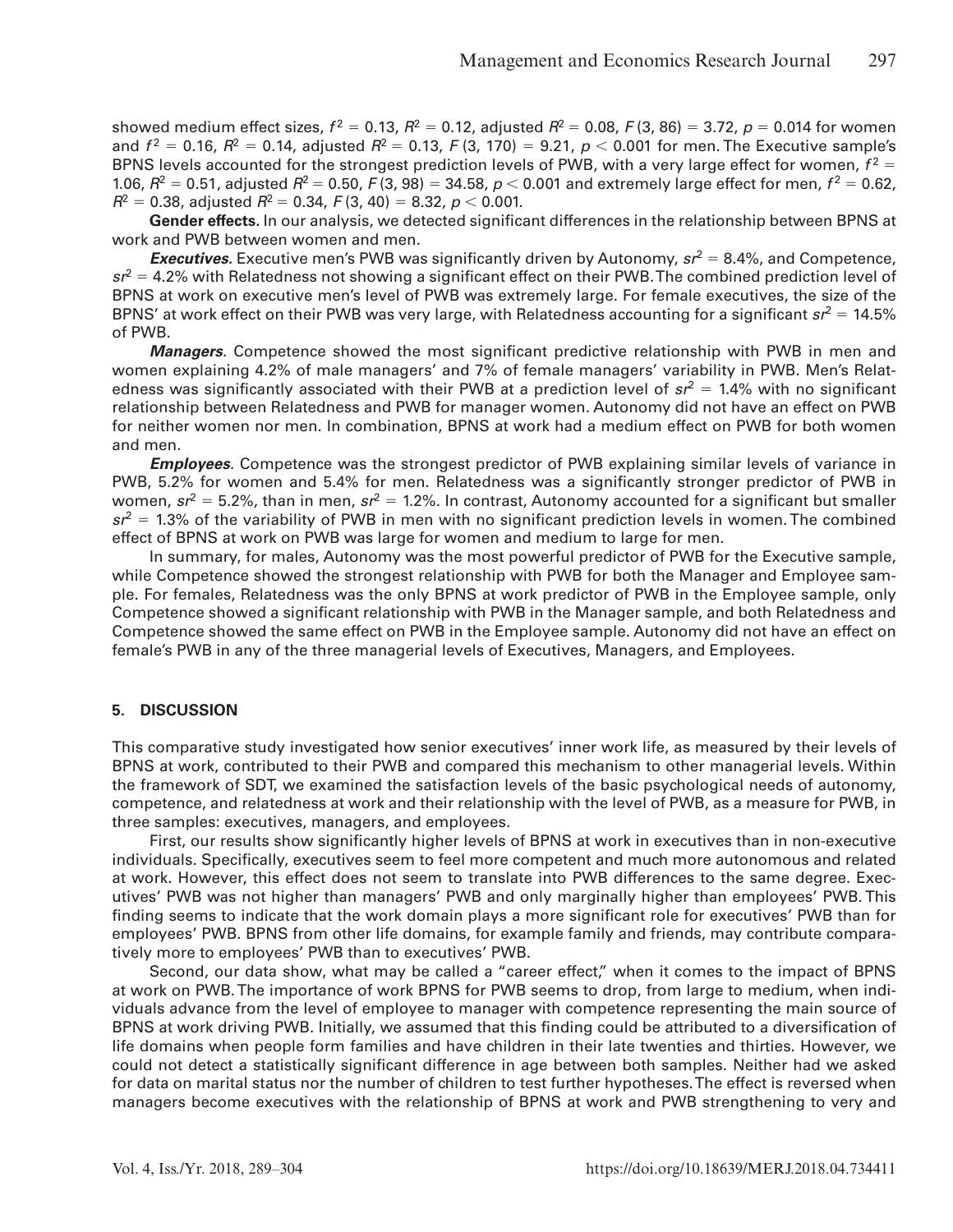showed medium effect sizes, $f^2 = 0.13$, $R^2 = 0.12$, adjusted $R^2 = 0.08$, $F(3, 86) = 3.72$, $p = 0.014$ for women and $f^2 = 0.16$, $R^2 = 0.14$, adjusted $R^2 = 0.13$, $F(3, 170) = 9.21$, $p < 0.001$ for men. The Executive sample's BPNS levels accounted for the strongest prediction levels of PWB, with a very large effect for women, $f^2 = 1.06$, $R^2 = 0.51$, adjusted $R^2 = 0.50$, $F(3, 98) = 34.58$, $p < 0.001$ and extremely large effect for men, $f^2 = 0.62$, $R^2 = 0.38$, adjusted $R^2 = 0.34$, $F(3, 40) = 8.32$, $p < 0.001$.

**Gender effects.** In our analysis, we detected significant differences in the relationship between BPNS at work and PWB between women and men.

***Executives.*** Executive men's PWB was significantly driven by Autonomy, $sr^2 = 8.4\%$, and Competence, $sr^2 = 4.2\%$ with Relatedness not showing a significant effect on their PWB. The combined prediction level of BPNS at work on executive men's level of PWB was extremely large. For female executives, the size of the BPNS' at work effect on their PWB was very large, with Relatedness accounting for a significant $sr^2 = 14.5\%$ of PWB.

***Managers.*** Competence showed the most significant predictive relationship with PWB in men and women explaining 4.2% of male managers' and 7% of female managers' variability in PWB. Men's Relatedness was significantly associated with their PWB at a prediction level of $sr^2 = 1.4\%$ with no significant relationship between Relatedness and PWB for manager women. Autonomy did not have an effect on PWB for neither women nor men. In combination, BPNS at work had a medium effect on PWB for both women and men.

***Employees.*** Competence was the strongest predictor of PWB explaining similar levels of variance in PWB, 5.2% for women and 5.4% for men. Relatedness was a significantly stronger predictor of PWB in women, $sr^2 = 5.2\%$, than in men, $sr^2 = 1.2\%$. In contrast, Autonomy accounted for a significant but smaller $sr^2 = 1.3\%$ of the variability of PWB in men with no significant prediction levels in women. The combined effect of BPNS at work on PWB was large for women and medium to large for men.

In summary, for males, Autonomy was the most powerful predictor of PWB for the Executive sample, while Competence showed the strongest relationship with PWB for both the Manager and Employee sample. For females, Relatedness was the only BPNS at work predictor of PWB in the Employee sample, only Competence showed a significant relationship with PWB in the Manager sample, and both Relatedness and Competence showed the same effect on PWB in the Employee sample. Autonomy did not have an effect on female's PWB in any of the three managerial levels of Executives, Managers, and Employees.

## 5. DISCUSSION

This comparative study investigated how senior executives' inner work life, as measured by their levels of BPNS at work, contributed to their PWB and compared this mechanism to other managerial levels. Within the framework of SDT, we examined the satisfaction levels of the basic psychological needs of autonomy, competence, and relatedness at work and their relationship with the level of PWB, as a measure for PWB, in three samples: executives, managers, and employees.

First, our results show significantly higher levels of BPNS at work in executives than in non-executive individuals. Specifically, executives seem to feel more competent and much more autonomous and related at work. However, this effect does not seem to translate into PWB differences to the same degree. Executives' PWB was not higher than managers' PWB and only marginally higher than employees' PWB. This finding seems to indicate that the work domain plays a more significant role for executives' PWB than for employees' PWB. BPNS from other life domains, for example family and friends, may contribute comparatively more to employees' PWB than to executives' PWB.

Second, our data show, what may be called a "career effect," when it comes to the impact of BPNS at work on PWB. The importance of work BPNS for PWB seems to drop, from large to medium, when individuals advance from the level of employee to manager with competence representing the main source of BPNS at work driving PWB. Initially, we assumed that this finding could be attributed to a diversification of life domains when people form families and have children in their late twenties and thirties. However, we could not detect a statistically significant difference in age between both samples. Neither had we asked for data on marital status nor the number of children to test further hypotheses. The effect is reversed when managers become executives with the relationship of BPNS at work and PWB strengthening to very and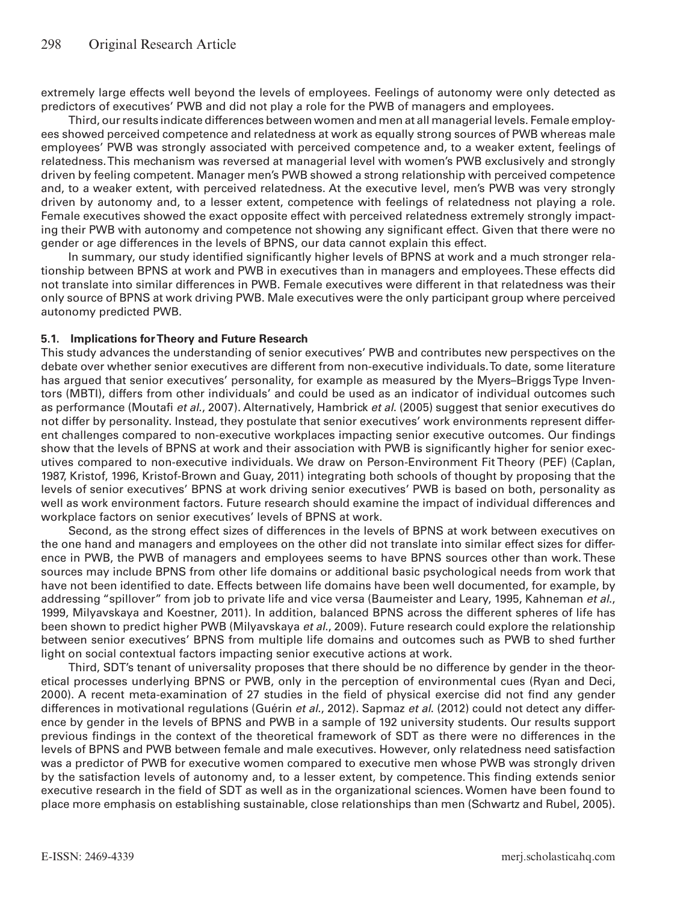extremely large effects well beyond the levels of employees. Feelings of autonomy were only detected as predictors of executives' PWB and did not play a role for the PWB of managers and employees.

Third, our results indicate differences between women and men at all managerial levels. Female employees showed perceived competence and relatedness at work as equally strong sources of PWB whereas male employees' PWB was strongly associated with perceived competence and, to a weaker extent, feelings of relatedness. This mechanism was reversed at managerial level with women's PWB exclusively and strongly driven by feeling competent. Manager men's PWB showed a strong relationship with perceived competence and, to a weaker extent, with perceived relatedness. At the executive level, men's PWB was very strongly driven by autonomy and, to a lesser extent, competence with feelings of relatedness not playing a role. Female executives showed the exact opposite effect with perceived relatedness extremely strongly impacting their PWB with autonomy and competence not showing any significant effect. Given that there were no gender or age differences in the levels of BPNS, our data cannot explain this effect.

In summary, our study identified significantly higher levels of BPNS at work and a much stronger relationship between BPNS at work and PWB in executives than in managers and employees. These effects did not translate into similar differences in PWB. Female executives were different in that relatedness was their only source of BPNS at work driving PWB. Male executives were the only participant group where perceived autonomy predicted PWB.

### 5.1. Implications for Theory and Future Research

This study advances the understanding of senior executives' PWB and contributes new perspectives on the debate over whether senior executives are different from non-executive individuals. To date, some literature has argued that senior executives' personality, for example as measured by the Myers–Briggs Type Inventors (MBTI), differs from other individuals' and could be used as an indicator of individual outcomes such as performance (Moutafi *et al.*, 2007). Alternatively, Hambrick *et al.* (2005) suggest that senior executives do not differ by personality. Instead, they postulate that senior executives' work environments represent different challenges compared to non-executive workplaces impacting senior executive outcomes. Our findings show that the levels of BPNS at work and their association with PWB is significantly higher for senior executives compared to non-executive individuals. We draw on Person-Environment Fit Theory (PEF) (Caplan, 1987, Kristof, 1996, Kristof-Brown and Guay, 2011) integrating both schools of thought by proposing that the levels of senior executives' BPNS at work driving senior executives' PWB is based on both, personality as well as work environment factors. Future research should examine the impact of individual differences and workplace factors on senior executives' levels of BPNS at work.

Second, as the strong effect sizes of differences in the levels of BPNS at work between executives on the one hand and managers and employees on the other did not translate into similar effect sizes for difference in PWB, the PWB of managers and employees seems to have BPNS sources other than work. These sources may include BPNS from other life domains or additional basic psychological needs from work that have not been identified to date. Effects between life domains have been well documented, for example, by addressing "spillover" from job to private life and vice versa (Baumeister and Leary, 1995, Kahneman *et al.*, 1999, Milyavskaya and Koestner, 2011). In addition, balanced BPNS across the different spheres of life has been shown to predict higher PWB (Milyavskaya *et al.*, 2009). Future research could explore the relationship between senior executives' BPNS from multiple life domains and outcomes such as PWB to shed further light on social contextual factors impacting senior executive actions at work.

Third, SDT's tenant of universality proposes that there should be no difference by gender in the theoretical processes underlying BPNS or PWB, only in the perception of environmental cues (Ryan and Deci, 2000). A recent meta-examination of 27 studies in the field of physical exercise did not find any gender differences in motivational regulations (Guérin *et al.*, 2012). Sapmaz *et al.* (2012) could not detect any difference by gender in the levels of BPNS and PWB in a sample of 192 university students. Our results support previous findings in the context of the theoretical framework of SDT as there were no differences in the levels of BPNS and PWB between female and male executives. However, only relatedness need satisfaction was a predictor of PWB for executive women compared to executive men whose PWB was strongly driven by the satisfaction levels of autonomy and, to a lesser extent, by competence. This finding extends senior executive research in the field of SDT as well as in the organizational sciences. Women have been found to place more emphasis on establishing sustainable, close relationships than men (Schwartz and Rubel, 2005).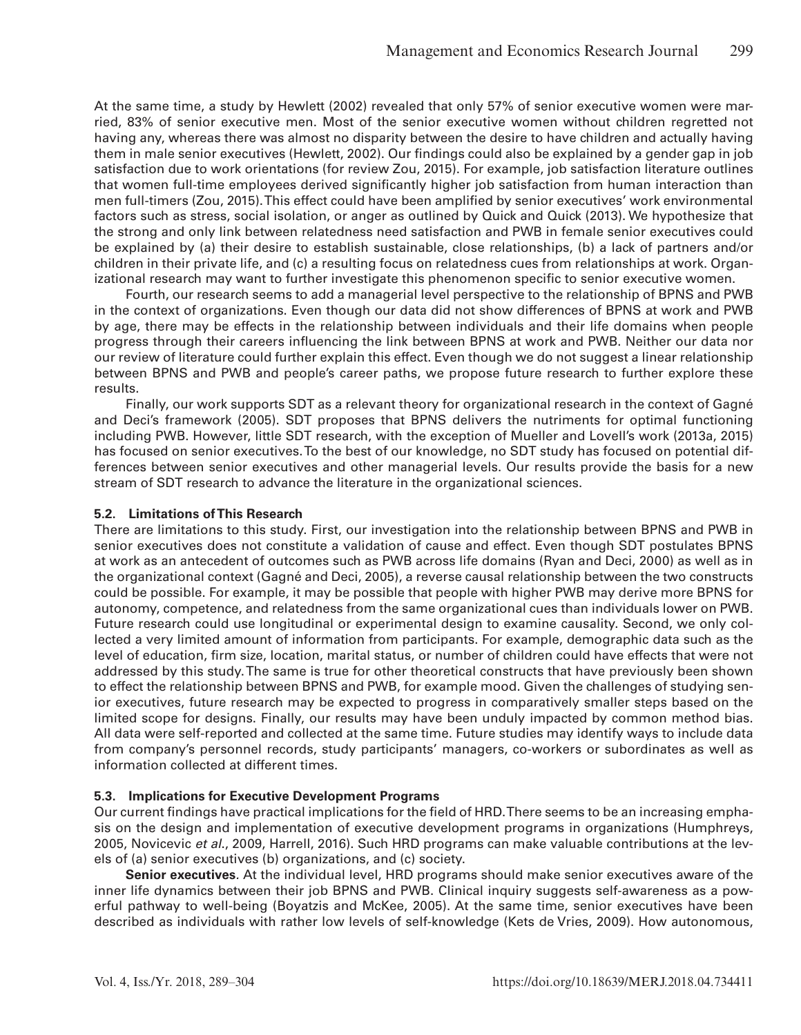At the same time, a study by Hewlett (2002) revealed that only 57% of senior executive women were married, 83% of senior executive men. Most of the senior executive women without children regretted not having any, whereas there was almost no disparity between the desire to have children and actually having them in male senior executives (Hewlett, 2002). Our findings could also be explained by a gender gap in job satisfaction due to work orientations (for review Zou, 2015). For example, job satisfaction literature outlines that women full-time employees derived significantly higher job satisfaction from human interaction than men full-timers (Zou, 2015). This effect could have been amplified by senior executives' work environmental factors such as stress, social isolation, or anger as outlined by Quick and Quick (2013). We hypothesize that the strong and only link between relatedness need satisfaction and PWB in female senior executives could be explained by (a) their desire to establish sustainable, close relationships, (b) a lack of partners and/or children in their private life, and (c) a resulting focus on relatedness cues from relationships at work. Organizational research may want to further investigate this phenomenon specific to senior executive women.

Fourth, our research seems to add a managerial level perspective to the relationship of BPNS and PWB in the context of organizations. Even though our data did not show differences of BPNS at work and PWB by age, there may be effects in the relationship between individuals and their life domains when people progress through their careers influencing the link between BPNS at work and PWB. Neither our data nor our review of literature could further explain this effect. Even though we do not suggest a linear relationship between BPNS and PWB and people's career paths, we propose future research to further explore these results.

Finally, our work supports SDT as a relevant theory for organizational research in the context of Gagné and Deci's framework (2005). SDT proposes that BPNS delivers the nutriments for optimal functioning including PWB. However, little SDT research, with the exception of Mueller and Lovell's work (2013a, 2015) has focused on senior executives. To the best of our knowledge, no SDT study has focused on potential differences between senior executives and other managerial levels. Our results provide the basis for a new stream of SDT research to advance the literature in the organizational sciences.

### 5.2. Limitations of This Research

There are limitations to this study. First, our investigation into the relationship between BPNS and PWB in senior executives does not constitute a validation of cause and effect. Even though SDT postulates BPNS at work as an antecedent of outcomes such as PWB across life domains (Ryan and Deci, 2000) as well as in the organizational context (Gagné and Deci, 2005), a reverse causal relationship between the two constructs could be possible. For example, it may be possible that people with higher PWB may derive more BPNS for autonomy, competence, and relatedness from the same organizational cues than individuals lower on PWB. Future research could use longitudinal or experimental design to examine causality. Second, we only collected a very limited amount of information from participants. For example, demographic data such as the level of education, firm size, location, marital status, or number of children could have effects that were not addressed by this study. The same is true for other theoretical constructs that have previously been shown to effect the relationship between BPNS and PWB, for example mood. Given the challenges of studying senior executives, future research may be expected to progress in comparatively smaller steps based on the limited scope for designs. Finally, our results may have been unduly impacted by common method bias. All data were self-reported and collected at the same time. Future studies may identify ways to include data from company's personnel records, study participants' managers, co-workers or subordinates as well as information collected at different times.

### 5.3. Implications for Executive Development Programs

Our current findings have practical implications for the field of HRD. There seems to be an increasing emphasis on the design and implementation of executive development programs in organizations (Humphreys, 2005, Novicevic *et al.*, 2009, Harrell, 2016). Such HRD programs can make valuable contributions at the levels of (a) senior executives (b) organizations, and (c) society.

**Senior executives**. At the individual level, HRD programs should make senior executives aware of the inner life dynamics between their job BPNS and PWB. Clinical inquiry suggests self-awareness as a powerful pathway to well-being (Boyatzis and McKee, 2005). At the same time, senior executives have been described as individuals with rather low levels of self-knowledge (Kets de Vries, 2009). How autonomous,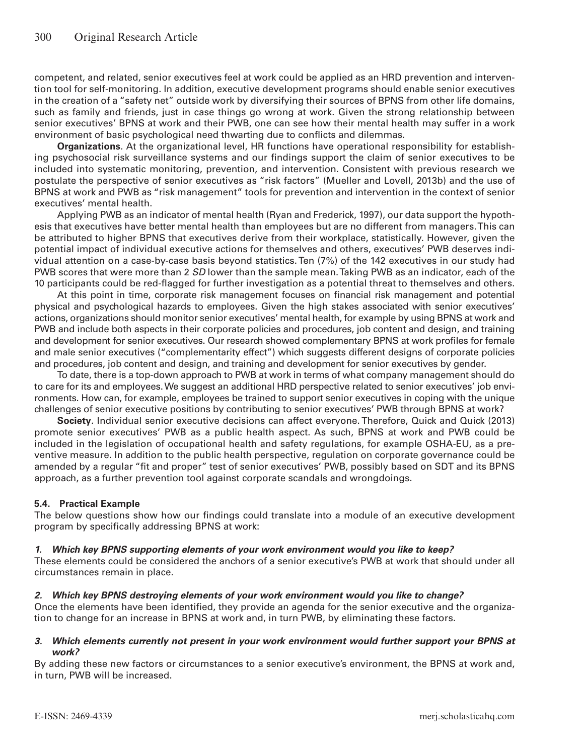competent, and related, senior executives feel at work could be applied as an HRD prevention and intervention tool for self-monitoring. In addition, executive development programs should enable senior executives in the creation of a "safety net" outside work by diversifying their sources of BPNS from other life domains, such as family and friends, just in case things go wrong at work. Given the strong relationship between senior executives' BPNS at work and their PWB, one can see how their mental health may suffer in a work environment of basic psychological need thwarting due to conflicts and dilemmas.

**Organizations**. At the organizational level, HR functions have operational responsibility for establishing psychosocial risk surveillance systems and our findings support the claim of senior executives to be included into systematic monitoring, prevention, and intervention. Consistent with previous research we postulate the perspective of senior executives as "risk factors" (Mueller and Lovell, 2013b) and the use of BPNS at work and PWB as "risk management" tools for prevention and intervention in the context of senior executives' mental health.

Applying PWB as an indicator of mental health (Ryan and Frederick, 1997), our data support the hypothesis that executives have better mental health than employees but are no different from managers. This can be attributed to higher BPNS that executives derive from their workplace, statistically. However, given the potential impact of individual executive actions for themselves and others, executives' PWB deserves individual attention on a case-by-case basis beyond statistics. Ten (7%) of the 142 executives in our study had PWB scores that were more than 2 *SD* lower than the sample mean. Taking PWB as an indicator, each of the 10 participants could be red-flagged for further investigation as a potential threat to themselves and others.

At this point in time, corporate risk management focuses on financial risk management and potential physical and psychological hazards to employees. Given the high stakes associated with senior executives' actions, organizations should monitor senior executives' mental health, for example by using BPNS at work and PWB and include both aspects in their corporate policies and procedures, job content and design, and training and development for senior executives. Our research showed complementary BPNS at work profiles for female and male senior executives ("complementarity effect") which suggests different designs of corporate policies and procedures, job content and design, and training and development for senior executives by gender.

To date, there is a top-down approach to PWB at work in terms of what company management should do to care for its and employees. We suggest an additional HRD perspective related to senior executives' job environments. How can, for example, employees be trained to support senior executives in coping with the unique challenges of senior executive positions by contributing to senior executives' PWB through BPNS at work?

**Society**. Individual senior executive decisions can affect everyone. Therefore, Quick and Quick (2013) promote senior executives' PWB as a public health aspect. As such, BPNS at work and PWB could be included in the legislation of occupational health and safety regulations, for example OSHA-EU, as a preventive measure. In addition to the public health perspective, regulation on corporate governance could be amended by a regular "fit and proper" test of senior executives' PWB, possibly based on SDT and its BPNS approach, as a further prevention tool against corporate scandals and wrongdoings.

### 5.4. Practical Example

The below questions show how our findings could translate into a module of an executive development program by specifically addressing BPNS at work:

***1. Which key BPNS supporting elements of your work environment would you like to keep?***

These elements could be considered the anchors of a senior executive's PWB at work that should under all circumstances remain in place.

***2. Which key BPNS destroying elements of your work environment would you like to change?***

Once the elements have been identified, they provide an agenda for the senior executive and the organization to change for an increase in BPNS at work and, in turn PWB, by eliminating these factors.

***3. Which elements currently not present in your work environment would further support your BPNS at work?***

By adding these new factors or circumstances to a senior executive's environment, the BPNS at work and, in turn, PWB will be increased.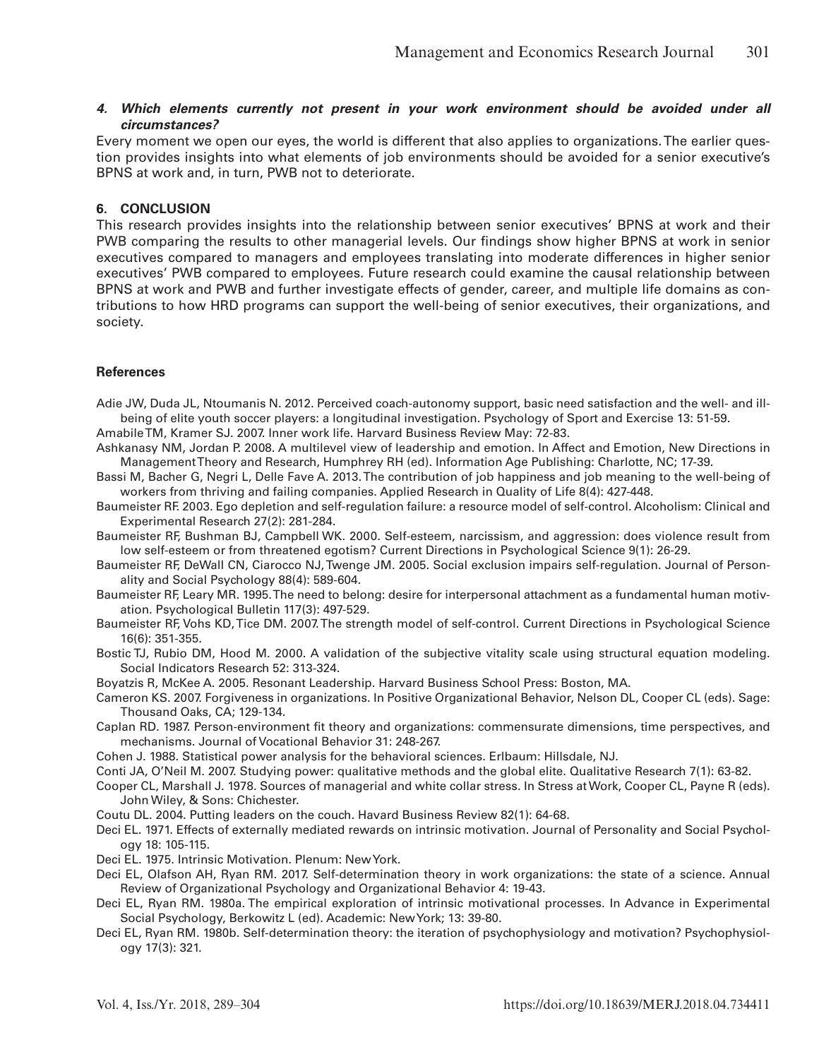***4. Which elements currently not present in your work environment should be avoided under all circumstances?***

Every moment we open our eyes, the world is different that also applies to organizations. The earlier question provides insights into what elements of job environments should be avoided for a senior executive's BPNS at work and, in turn, PWB not to deteriorate.

## 6. CONCLUSION

This research provides insights into the relationship between senior executives' BPNS at work and their PWB comparing the results to other managerial levels. Our findings show higher BPNS at work in senior executives compared to managers and employees translating into moderate differences in higher senior executives' PWB compared to employees. Future research could examine the causal relationship between BPNS at work and PWB and further investigate effects of gender, career, and multiple life domains as contributions to how HRD programs can support the well-being of senior executives, their organizations, and society.

### References

Adie JW, Duda JL, Ntoumanis N. 2012. Perceived coach-autonomy support, basic need satisfaction and the well- and ill-being of elite youth soccer players: a longitudinal investigation. Psychology of Sport and Exercise 13: 51-59.

Amabile TM, Kramer SJ. 2007. Inner work life. Harvard Business Review May: 72-83.

Ashkanasy NM, Jordan P. 2008. A multilevel view of leadership and emotion. In Affect and Emotion, New Directions in Management Theory and Research, Humphrey RH (ed). Information Age Publishing: Charlotte, NC; 17-39.

Bassi M, Bacher G, Negri L, Delle Fave A. 2013. The contribution of job happiness and job meaning to the well-being of workers from thriving and failing companies. Applied Research in Quality of Life 8(4): 427-448.

Baumeister RF. 2003. Ego depletion and self-regulation failure: a resource model of self-control. Alcoholism: Clinical and Experimental Research 27(2): 281-284.

Baumeister RF, Bushman BJ, Campbell WK. 2000. Self-esteem, narcissism, and aggression: does violence result from low self-esteem or from threatened egotism? Current Directions in Psychological Science 9(1): 26-29.

Baumeister RF, DeWall CN, Ciarocco NJ, Twenge JM. 2005. Social exclusion impairs self-regulation. Journal of Personality and Social Psychology 88(4): 589-604.

Baumeister RF, Leary MR. 1995. The need to belong: desire for interpersonal attachment as a fundamental human motivation. Psychological Bulletin 117(3): 497-529.

Baumeister RF, Vohs KD, Tice DM. 2007. The strength model of self-control. Current Directions in Psychological Science 16(6): 351-355.

Bostic TJ, Rubio DM, Hood M. 2000. A validation of the subjective vitality scale using structural equation modeling. Social Indicators Research 52: 313-324.

Boyatzis R, McKee A. 2005. Resonant Leadership. Harvard Business School Press: Boston, MA.

Cameron KS. 2007. Forgiveness in organizations. In Positive Organizational Behavior, Nelson DL, Cooper CL (eds). Sage: Thousand Oaks, CA; 129-134.

Caplan RD. 1987. Person-environment fit theory and organizations: commensurate dimensions, time perspectives, and mechanisms. Journal of Vocational Behavior 31: 248-267.

Cohen J. 1988. Statistical power analysis for the behavioral sciences. Erlbaum: Hillsdale, NJ.

Conti JA, O'Neil M. 2007. Studying power: qualitative methods and the global elite. Qualitative Research 7(1): 63-82.

Cooper CL, Marshall J. 1978. Sources of managerial and white collar stress. In Stress at Work, Cooper CL, Payne R (eds). John Wiley, & Sons: Chichester.

Coutu DL. 2004. Putting leaders on the couch. Havard Business Review 82(1): 64-68.

Deci EL. 1971. Effects of externally mediated rewards on intrinsic motivation. Journal of Personality and Social Psychology 18: 105-115.

Deci EL. 1975. Intrinsic Motivation. Plenum: New York.

Deci EL, Olafson AH, Ryan RM. 2017. Self-determination theory in work organizations: the state of a science. Annual Review of Organizational Psychology and Organizational Behavior 4: 19-43.

Deci EL, Ryan RM. 1980a. The empirical exploration of intrinsic motivational processes. In Advance in Experimental Social Psychology, Berkowitz L (ed). Academic: New York; 13: 39-80.

Deci EL, Ryan RM. 1980b. Self-determination theory: the iteration of psychophysiology and motivation? Psychophysiology 17(3): 321.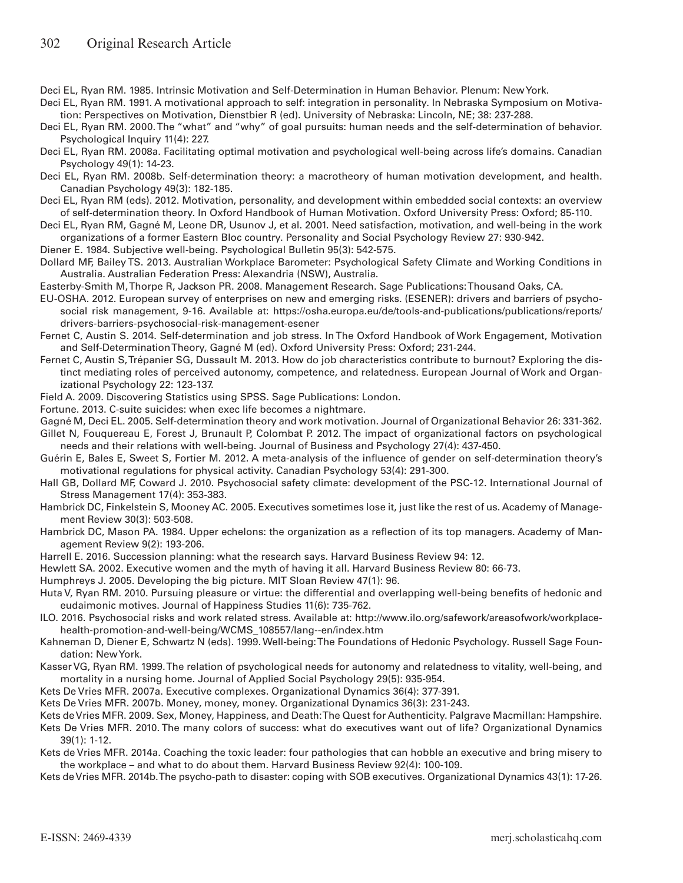Deci EL, Ryan RM. 1985. Intrinsic Motivation and Self-Determination in Human Behavior. Plenum: New York.

Deci EL, Ryan RM. 1991. A motivational approach to self: integration in personality. In Nebraska Symposium on Motivation: Perspectives on Motivation, Dienstbier R (ed). University of Nebraska: Lincoln, NE; 38: 237-288.

Deci EL, Ryan RM. 2000. The "what" and "why" of goal pursuits: human needs and the self-determination of behavior. Psychological Inquiry 11(4): 227.

Deci EL, Ryan RM. 2008a. Facilitating optimal motivation and psychological well-being across life's domains. Canadian Psychology 49(1): 14-23.

Deci EL, Ryan RM. 2008b. Self-determination theory: a macrotheory of human motivation development, and health. Canadian Psychology 49(3): 182-185.

Deci EL, Ryan RM (eds). 2012. Motivation, personality, and development within embedded social contexts: an overview of self-determination theory. In Oxford Handbook of Human Motivation. Oxford University Press: Oxford; 85-110.

Deci EL, Ryan RM, Gagné M, Leone DR, Usunov J, et al. 2001. Need satisfaction, motivation, and well-being in the work organizations of a former Eastern Bloc country. Personality and Social Psychology Review 27: 930-942.

Diener E. 1984. Subjective well-being. Psychological Bulletin 95(3): 542-575.

Dollard MF, Bailey TS. 2013. Australian Workplace Barometer: Psychological Safety Climate and Working Conditions in Australia. Australian Federation Press: Alexandria (NSW), Australia.

Easterby-Smith M, Thorpe R, Jackson PR. 2008. Management Research. Sage Publications: Thousand Oaks, CA.

EU-OSHA. 2012. European survey of enterprises on new and emerging risks. (ESENER): drivers and barriers of psychosocial risk management, 9-16. Available at: https://osha.europa.eu/de/tools-and-publications/publications/reports/drivers-barriers-psychosocial-risk-management-esener

Fernet C, Austin S. 2014. Self-determination and job stress. In The Oxford Handbook of Work Engagement, Motivation and Self-Determination Theory, Gagné M (ed). Oxford University Press: Oxford; 231-244.

Fernet C, Austin S, Trépanier SG, Dussault M. 2013. How do job characteristics contribute to burnout? Exploring the distinct mediating roles of perceived autonomy, competence, and relatedness. European Journal of Work and Organizational Psychology 22: 123-137.

Field A. 2009. Discovering Statistics using SPSS. Sage Publications: London.

Fortune. 2013. C-suite suicides: when exec life becomes a nightmare.

Gagné M, Deci EL. 2005. Self-determination theory and work motivation. Journal of Organizational Behavior 26: 331-362.

Gillet N, Fouquereau E, Forest J, Brunault P, Colombat P. 2012. The impact of organizational factors on psychological needs and their relations with well-being. Journal of Business and Psychology 27(4): 437-450.

Guérin E, Bales E, Sweet S, Fortier M. 2012. A meta-analysis of the influence of gender on self-determination theory's motivational regulations for physical activity. Canadian Psychology 53(4): 291-300.

Hall GB, Dollard MF, Coward J. 2010. Psychosocial safety climate: development of the PSC-12. International Journal of Stress Management 17(4): 353-383.

Hambrick DC, Finkelstein S, Mooney AC. 2005. Executives sometimes lose it, just like the rest of us. Academy of Management Review 30(3): 503-508.

Hambrick DC, Mason PA. 1984. Upper echelons: the organization as a reflection of its top managers. Academy of Management Review 9(2): 193-206.

Harrell E. 2016. Succession planning: what the research says. Harvard Business Review 94: 12.

Hewlett SA. 2002. Executive women and the myth of having it all. Harvard Business Review 80: 66-73.

Humphreys J. 2005. Developing the big picture. MIT Sloan Review 47(1): 96.

Huta V, Ryan RM. 2010. Pursuing pleasure or virtue: the differential and overlapping well-being benefits of hedonic and eudaimonic motives. Journal of Happiness Studies 11(6): 735-762.

ILO. 2016. Psychosocial risks and work related stress. Available at: http://www.ilo.org/safework/areasofwork/workplace-health-promotion-and-well-being/WCMS_108557/lang--en/index.htm

Kahneman D, Diener E, Schwartz N (eds). 1999. Well-being: The Foundations of Hedonic Psychology. Russell Sage Foundation: New York.

Kasser VG, Ryan RM. 1999. The relation of psychological needs for autonomy and relatedness to vitality, well-being, and mortality in a nursing home. Journal of Applied Social Psychology 29(5): 935-954.

Kets De Vries MFR. 2007a. Executive complexes. Organizational Dynamics 36(4): 377-391.

Kets De Vries MFR. 2007b. Money, money, money. Organizational Dynamics 36(3): 231-243.

Kets de Vries MFR. 2009. Sex, Money, Happiness, and Death: The Quest for Authenticity. Palgrave Macmillan: Hampshire.

Kets De Vries MFR. 2010. The many colors of success: what do executives want out of life? Organizational Dynamics 39(1): 1-12.

Kets de Vries MFR. 2014a. Coaching the toxic leader: four pathologies that can hobble an executive and bring misery to the workplace – and what to do about them. Harvard Business Review 92(4): 100-109.

Kets de Vries MFR. 2014b. The psycho-path to disaster: coping with SOB executives. Organizational Dynamics 43(1): 17-26.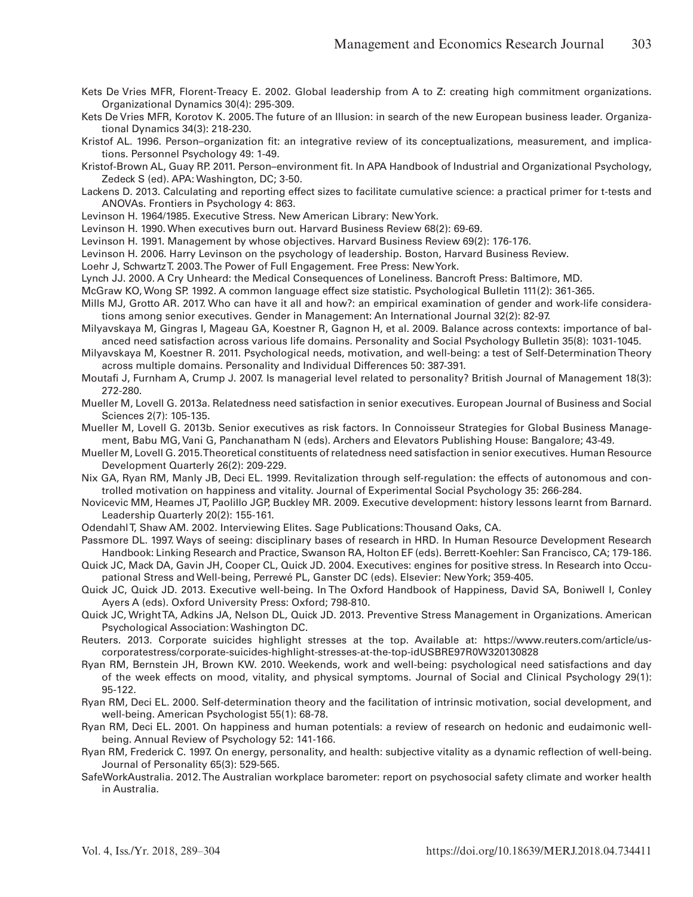Kets De Vries MFR, Florent-Treacy E. 2002. Global leadership from A to Z: creating high commitment organizations. Organizational Dynamics 30(4): 295-309.

Kets De Vries MFR, Korotov K. 2005. The future of an Illusion: in search of the new European business leader. Organizational Dynamics 34(3): 218-230.

Kristof AL. 1996. Person–organization fit: an integrative review of its conceptualizations, measurement, and implications. Personnel Psychology 49: 1-49.

Kristof-Brown AL, Guay RP. 2011. Person–environment fit. In APA Handbook of Industrial and Organizational Psychology, Zedeck S (ed). APA: Washington, DC; 3-50.

Lackens D. 2013. Calculating and reporting effect sizes to facilitate cumulative science: a practical primer for t-tests and ANOVAs. Frontiers in Psychology 4: 863.

Levinson H. 1964/1985. Executive Stress. New American Library: New York.

Levinson H. 1990. When executives burn out. Harvard Business Review 68(2): 69-69.

Levinson H. 1991. Management by whose objectives. Harvard Business Review 69(2): 176-176.

Levinson H. 2006. Harry Levinson on the psychology of leadership. Boston, Harvard Business Review.

Loehr J, Schwartz T. 2003. The Power of Full Engagement. Free Press: New York.

Lynch JJ. 2000. A Cry Unheard: the Medical Consequences of Loneliness. Bancroft Press: Baltimore, MD.

McGraw KO, Wong SP. 1992. A common language effect size statistic. Psychological Bulletin 111(2): 361-365.

Mills MJ, Grotto AR. 2017. Who can have it all and how?: an empirical examination of gender and work-life considerations among senior executives. Gender in Management: An International Journal 32(2): 82-97.

Milyavskaya M, Gingras I, Mageau GA, Koestner R, Gagnon H, et al. 2009. Balance across contexts: importance of balanced need satisfaction across various life domains. Personality and Social Psychology Bulletin 35(8): 1031-1045.

Milyavskaya M, Koestner R. 2011. Psychological needs, motivation, and well-being: a test of Self-Determination Theory across multiple domains. Personality and Individual Differences 50: 387-391.

Moutafi J, Furnham A, Crump J. 2007. Is managerial level related to personality? British Journal of Management 18(3): 272-280.

Mueller M, Lovell G. 2013a. Relatedness need satisfaction in senior executives. European Journal of Business and Social Sciences 2(7): 105-135.

Mueller M, Lovell G. 2013b. Senior executives as risk factors. In Connoisseur Strategies for Global Business Management, Babu MG, Vani G, Panchanatham N (eds). Archers and Elevators Publishing House: Bangalore; 43-49.

Mueller M, Lovell G. 2015. Theoretical constituents of relatedness need satisfaction in senior executives. Human Resource Development Quarterly 26(2): 209-229.

Nix GA, Ryan RM, Manly JB, Deci EL. 1999. Revitalization through self-regulation: the effects of autonomous and controlled motivation on happiness and vitality. Journal of Experimental Social Psychology 35: 266-284.

Novicevic MM, Heames JT, Paolillo JGP, Buckley MR. 2009. Executive development: history lessons learnt from Barnard. Leadership Quarterly 20(2): 155-161.

Odendahl T, Shaw AM. 2002. Interviewing Elites. Sage Publications: Thousand Oaks, CA.

Passmore DL. 1997. Ways of seeing: disciplinary bases of research in HRD. In Human Resource Development Research Handbook: Linking Research and Practice, Swanson RA, Holton EF (eds). Berrett-Koehler: San Francisco, CA; 179-186.

Quick JC, Mack DA, Gavin JH, Cooper CL, Quick JD. 2004. Executives: engines for positive stress. In Research into Occupational Stress and Well-being, Perrewé PL, Ganster DC (eds). Elsevier: New York; 359-405.

Quick JC, Quick JD. 2013. Executive well-being. In The Oxford Handbook of Happiness, David SA, Boniwell I, Conley Ayers A (eds). Oxford University Press: Oxford; 798-810.

Quick JC, Wright TA, Adkins JA, Nelson DL, Quick JD. 2013. Preventive Stress Management in Organizations. American Psychological Association: Washington DC.

Reuters. 2013. Corporate suicides highlight stresses at the top. Available at: https://www.reuters.com/article/us-corporatestress/corporate-suicides-highlight-stresses-at-the-top-idUSBRE97R0W320130828

Ryan RM, Bernstein JH, Brown KW. 2010. Weekends, work and well-being: psychological need satisfactions and day of the week effects on mood, vitality, and physical symptoms. Journal of Social and Clinical Psychology 29(1): 95-122.

Ryan RM, Deci EL. 2000. Self-determination theory and the facilitation of intrinsic motivation, social development, and well-being. American Psychologist 55(1): 68-78.

Ryan RM, Deci EL. 2001. On happiness and human potentials: a review of research on hedonic and eudaimonic well-being. Annual Review of Psychology 52: 141-166.

Ryan RM, Frederick C. 1997. On energy, personality, and health: subjective vitality as a dynamic reflection of well-being. Journal of Personality 65(3): 529-565.

SafeWorkAustralia. 2012. The Australian workplace barometer: report on psychosocial safety climate and worker health in Australia.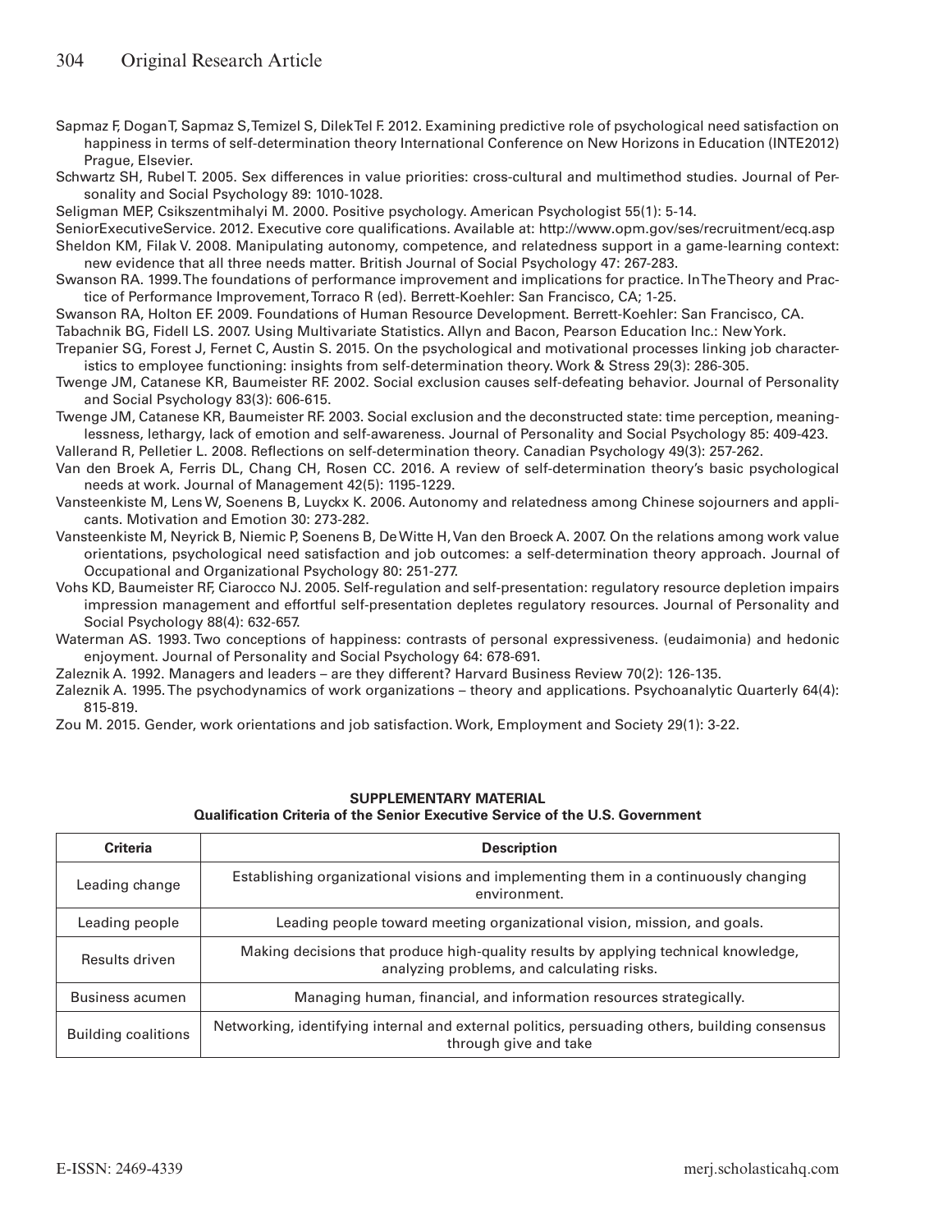Sapmaz F, Dogan T, Sapmaz S, Temizel S, Dilek Tel F. 2012. Examining predictive role of psychological need satisfaction on happiness in terms of self-determination theory International Conference on New Horizons in Education (INTE2012) Prague, Elsevier.

Schwartz SH, Rubel T. 2005. Sex differences in value priorities: cross-cultural and multimethod studies. Journal of Personality and Social Psychology 89: 1010-1028.

Seligman MEP, Csikszentmihalyi M. 2000. Positive psychology. American Psychologist 55(1): 5-14.

SeniorExecutiveService. 2012. Executive core qualifications. Available at: http://www.opm.gov/ses/recruitment/ecq.asp

Sheldon KM, Filak V. 2008. Manipulating autonomy, competence, and relatedness support in a game-learning context: new evidence that all three needs matter. British Journal of Social Psychology 47: 267-283.

Swanson RA. 1999. The foundations of performance improvement and implications for practice. In The Theory and Practice of Performance Improvement, Torraco R (ed). Berrett-Koehler: San Francisco, CA; 1-25.

Swanson RA, Holton EF. 2009. Foundations of Human Resource Development. Berrett-Koehler: San Francisco, CA.

Tabachnik BG, Fidell LS. 2007. Using Multivariate Statistics. Allyn and Bacon, Pearson Education Inc.: New York.

Trepanier SG, Forest J, Fernet C, Austin S. 2015. On the psychological and motivational processes linking job characteristics to employee functioning: insights from self-determination theory. Work & Stress 29(3): 286-305.

Twenge JM, Catanese KR, Baumeister RF. 2002. Social exclusion causes self-defeating behavior. Journal of Personality and Social Psychology 83(3): 606-615.

Twenge JM, Catanese KR, Baumeister RF. 2003. Social exclusion and the deconstructed state: time perception, meaninglessness, lethargy, lack of emotion and self-awareness. Journal of Personality and Social Psychology 85: 409-423.

Vallerand R, Pelletier L. 2008. Reflections on self-determination theory. Canadian Psychology 49(3): 257-262.

Van den Broek A, Ferris DL, Chang CH, Rosen CC. 2016. A review of self-determination theory's basic psychological needs at work. Journal of Management 42(5): 1195-1229.

Vansteenkiste M, Lens W, Soenens B, Luyckx K. 2006. Autonomy and relatedness among Chinese sojourners and applicants. Motivation and Emotion 30: 273-282.

Vansteenkiste M, Neyrick B, Niemic P, Soenens B, De Witte H, Van den Broeck A. 2007. On the relations among work value orientations, psychological need satisfaction and job outcomes: a self-determination theory approach. Journal of Occupational and Organizational Psychology 80: 251-277.

Vohs KD, Baumeister RF, Ciarocco NJ. 2005. Self-regulation and self-presentation: regulatory resource depletion impairs impression management and effortful self-presentation depletes regulatory resources. Journal of Personality and Social Psychology 88(4): 632-657.

Waterman AS. 1993. Two conceptions of happiness: contrasts of personal expressiveness. (eudaimonia) and hedonic enjoyment. Journal of Personality and Social Psychology 64: 678-691.

Zaleznik A. 1992. Managers and leaders – are they different? Harvard Business Review 70(2): 126-135.

Zaleznik A. 1995. The psychodynamics of work organizations – theory and applications. Psychoanalytic Quarterly 64(4): 815-819.

Zou M. 2015. Gender, work orientations and job satisfaction. Work, Employment and Society 29(1): 3-22.

## SUPPLEMENTARY MATERIAL

**Qualification Criteria of the Senior Executive Service of the U.S. Government**

| Criteria | Description |
|---|---|
| Leading change | Establishing organizational visions and implementing them in a continuously changing environment. |
| Leading people | Leading people toward meeting organizational vision, mission, and goals. |
| Results driven | Making decisions that produce high-quality results by applying technical knowledge, analyzing problems, and calculating risks. |
| Business acumen | Managing human, financial, and information resources strategically. |
| Building coalitions | Networking, identifying internal and external politics, persuading others, building consensus through give and take |